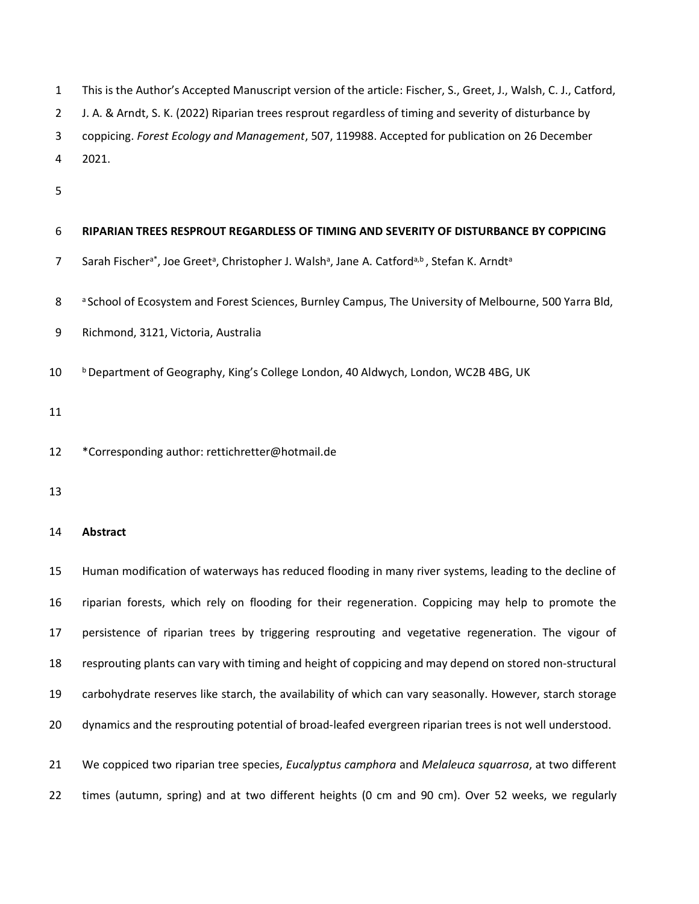This is the Author's Accepted Manuscript version of the article: Fischer, S., Greet, J., Walsh, C. J., Catford, J. A. & Arndt, S. K. (2022) Riparian trees resprout regardless of timing and severity of disturbance by coppicing. *Forest Ecology and Management*, 507, 119988. Accepted for publication on 26 December 2021.

# RIPARIAN TREES RESPROUT REGARDLESS OF TIMING AND SEVERITY OF DISTURBANCE BY COPPICING

Sarah Fischer[a*], Joe Greet[a], Christopher J. Walsh[a], Jane A. Catford[a,b], Stefan K. Arndt[a]

[a] School of Ecosystem and Forest Sciences, Burnley Campus, The University of Melbourne, 500 Yarra Bld, Richmond, 3121, Victoria, Australia

[b] Department of Geography, King's College London, 40 Aldwych, London, WC2B 4BG, UK

*Corresponding author: rettichretter@hotmail.de

## Abstract

Human modification of waterways has reduced flooding in many river systems, leading to the decline of riparian forests, which rely on flooding for their regeneration. Coppicing may help to promote the persistence of riparian trees by triggering resprouting and vegetative regeneration. The vigour of resprouting plants can vary with timing and height of coppicing and may depend on stored non-structural carbohydrate reserves like starch, the availability of which can vary seasonally. However, starch storage dynamics and the resprouting potential of broad-leafed evergreen riparian trees is not well understood.

We coppiced two riparian tree species, *Eucalyptus camphora* and *Melaleuca squarrosa*, at two different times (autumn, spring) and at two different heights (0 cm and 90 cm). Over 52 weeks, we regularly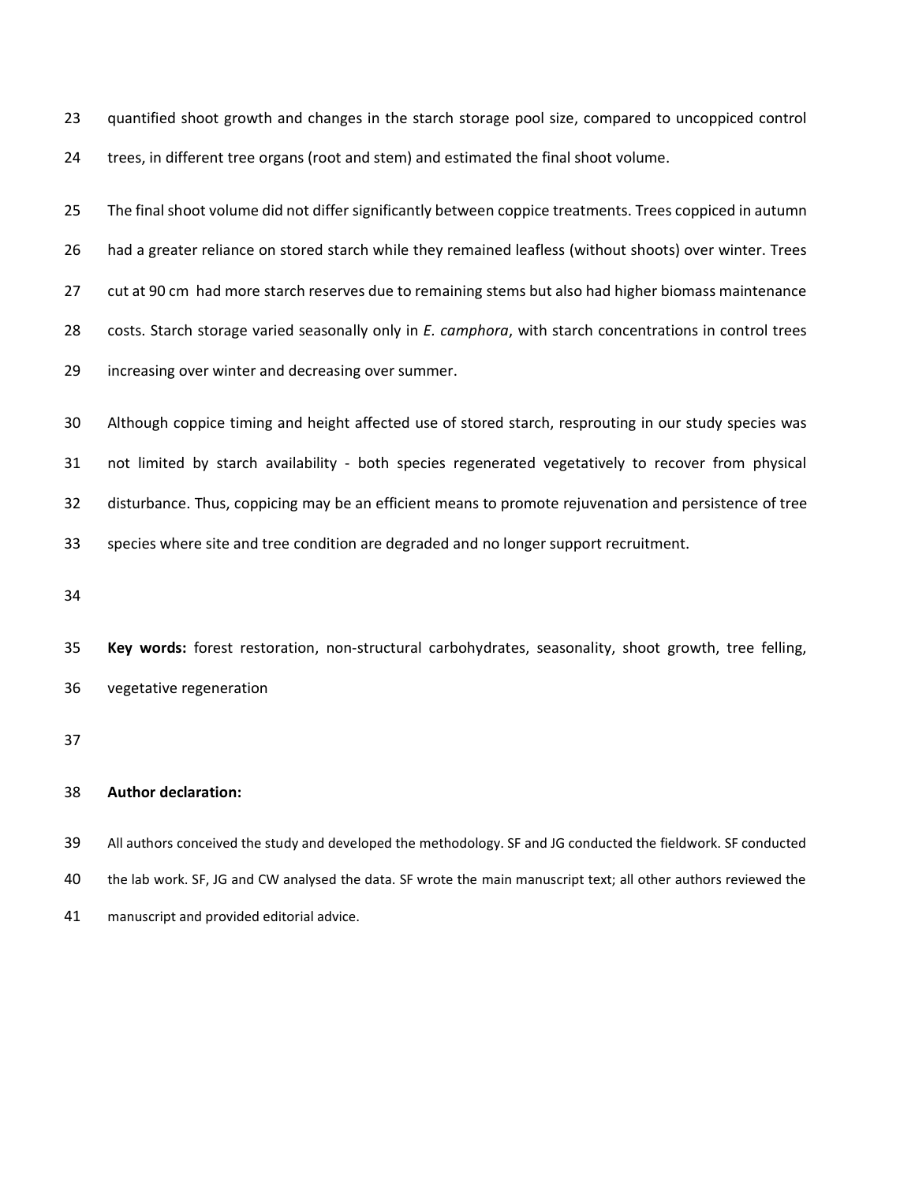quantified shoot growth and changes in the starch storage pool size, compared to uncoppiced control trees, in different tree organs (root and stem) and estimated the final shoot volume.

The final shoot volume did not differ significantly between coppice treatments. Trees coppiced in autumn had a greater reliance on stored starch while they remained leafless (without shoots) over winter. Trees cut at 90 cm had more starch reserves due to remaining stems but also had higher biomass maintenance costs. Starch storage varied seasonally only in *E. camphora*, with starch concentrations in control trees increasing over winter and decreasing over summer.

Although coppice timing and height affected use of stored starch, resprouting in our study species was not limited by starch availability - both species regenerated vegetatively to recover from physical disturbance. Thus, coppicing may be an efficient means to promote rejuvenation and persistence of tree species where site and tree condition are degraded and no longer support recruitment.

**Key words:** forest restoration, non-structural carbohydrates, seasonality, shoot growth, tree felling, vegetative regeneration

**Author declaration:**

All authors conceived the study and developed the methodology. SF and JG conducted the fieldwork. SF conducted the lab work. SF, JG and CW analysed the data. SF wrote the main manuscript text; all other authors reviewed the manuscript and provided editorial advice.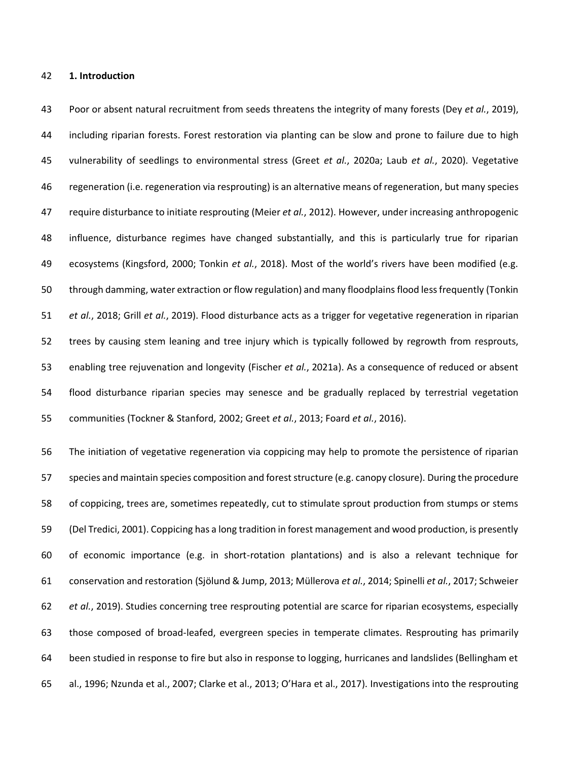## 1. Introduction

Poor or absent natural recruitment from seeds threatens the integrity of many forests (Dey *et al.*, 2019), including riparian forests. Forest restoration via planting can be slow and prone to failure due to high vulnerability of seedlings to environmental stress (Greet *et al.*, 2020a; Laub *et al.*, 2020). Vegetative regeneration (i.e. regeneration via resprouting) is an alternative means of regeneration, but many species require disturbance to initiate resprouting (Meier *et al.*, 2012). However, under increasing anthropogenic influence, disturbance regimes have changed substantially, and this is particularly true for riparian ecosystems (Kingsford, 2000; Tonkin *et al.*, 2018). Most of the world's rivers have been modified (e.g. through damming, water extraction or flow regulation) and many floodplains flood less frequently (Tonkin *et al.*, 2018; Grill *et al.*, 2019). Flood disturbance acts as a trigger for vegetative regeneration in riparian trees by causing stem leaning and tree injury which is typically followed by regrowth from resprouts, enabling tree rejuvenation and longevity (Fischer *et al.*, 2021a). As a consequence of reduced or absent flood disturbance riparian species may senesce and be gradually replaced by terrestrial vegetation communities (Tockner & Stanford, 2002; Greet *et al.*, 2013; Foard *et al.*, 2016).

The initiation of vegetative regeneration via coppicing may help to promote the persistence of riparian species and maintain species composition and forest structure (e.g. canopy closure). During the procedure of coppicing, trees are, sometimes repeatedly, cut to stimulate sprout production from stumps or stems (Del Tredici, 2001). Coppicing has a long tradition in forest management and wood production, is presently of economic importance (e.g. in short-rotation plantations) and is also a relevant technique for conservation and restoration (Sjölund & Jump, 2013; Müllerova *et al.*, 2014; Spinelli *et al.*, 2017; Schweier *et al.*, 2019). Studies concerning tree resprouting potential are scarce for riparian ecosystems, especially those composed of broad-leafed, evergreen species in temperate climates. Resprouting has primarily been studied in response to fire but also in response to logging, hurricanes and landslides (Bellingham et al., 1996; Nzunda et al., 2007; Clarke et al., 2013; O'Hara et al., 2017). Investigations into the resprouting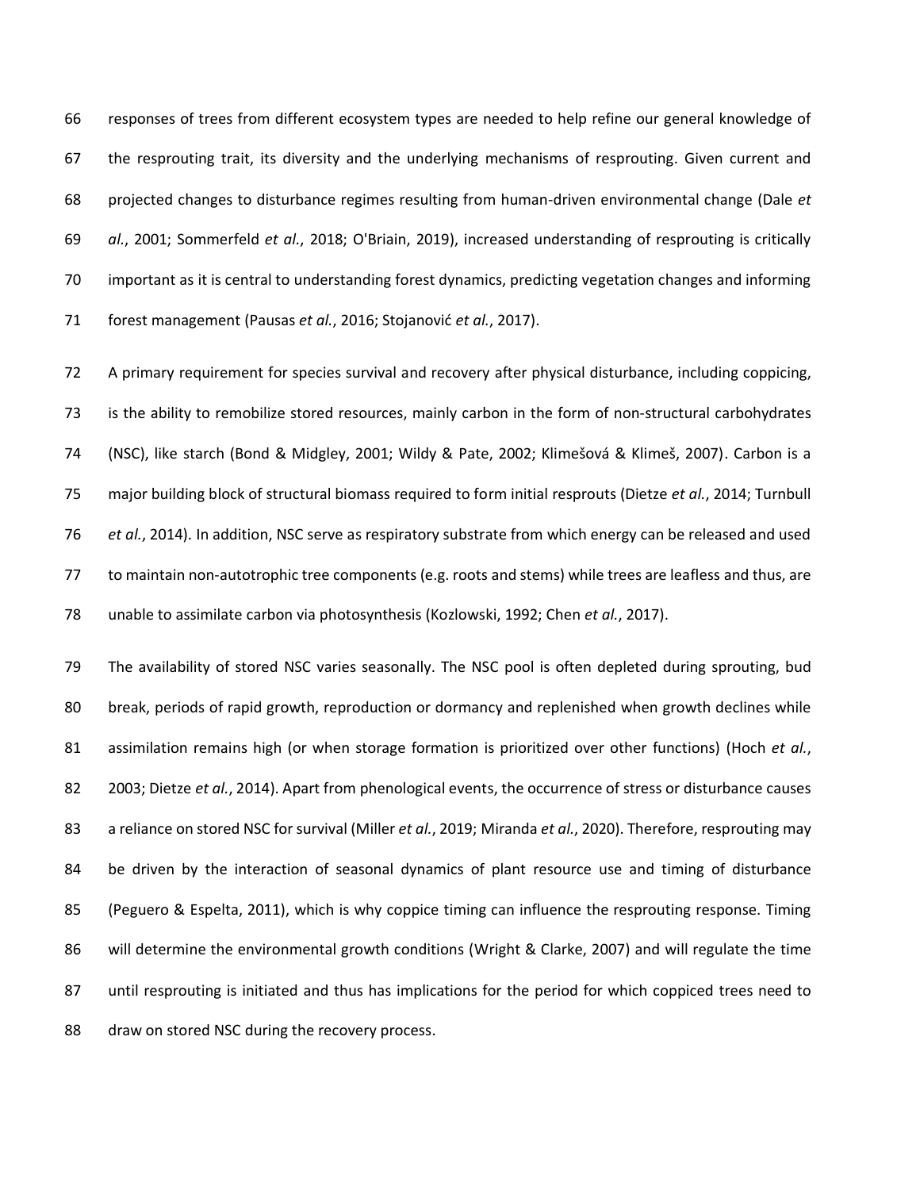responses of trees from different ecosystem types are needed to help refine our general knowledge of the resprouting trait, its diversity and the underlying mechanisms of resprouting. Given current and projected changes to disturbance regimes resulting from human-driven environmental change (Dale *et al.*, 2001; Sommerfeld *et al.*, 2018; O'Briain, 2019), increased understanding of resprouting is critically important as it is central to understanding forest dynamics, predicting vegetation changes and informing forest management (Pausas *et al.*, 2016; Stojanović *et al.*, 2017).

A primary requirement for species survival and recovery after physical disturbance, including coppicing, is the ability to remobilize stored resources, mainly carbon in the form of non-structural carbohydrates (NSC), like starch (Bond & Midgley, 2001; Wildy & Pate, 2002; Klimešová & Klimeš, 2007). Carbon is a major building block of structural biomass required to form initial resprouts (Dietze *et al.*, 2014; Turnbull *et al.*, 2014). In addition, NSC serve as respiratory substrate from which energy can be released and used to maintain non-autotrophic tree components (e.g. roots and stems) while trees are leafless and thus, are unable to assimilate carbon via photosynthesis (Kozlowski, 1992; Chen *et al.*, 2017).

The availability of stored NSC varies seasonally. The NSC pool is often depleted during sprouting, bud break, periods of rapid growth, reproduction or dormancy and replenished when growth declines while assimilation remains high (or when storage formation is prioritized over other functions) (Hoch *et al.*, 2003; Dietze *et al.*, 2014). Apart from phenological events, the occurrence of stress or disturbance causes a reliance on stored NSC for survival (Miller *et al.*, 2019; Miranda *et al.*, 2020). Therefore, resprouting may be driven by the interaction of seasonal dynamics of plant resource use and timing of disturbance (Peguero & Espelta, 2011), which is why coppice timing can influence the resprouting response. Timing will determine the environmental growth conditions (Wright & Clarke, 2007) and will regulate the time until resprouting is initiated and thus has implications for the period for which coppiced trees need to draw on stored NSC during the recovery process.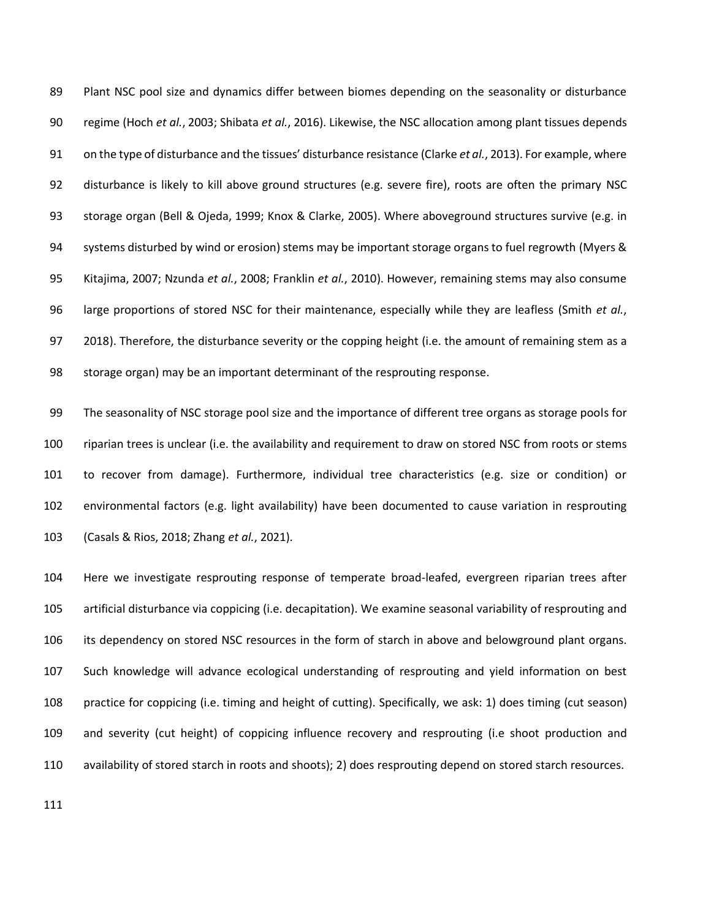Plant NSC pool size and dynamics differ between biomes depending on the seasonality or disturbance regime (Hoch *et al.*, 2003; Shibata *et al.*, 2016). Likewise, the NSC allocation among plant tissues depends on the type of disturbance and the tissues' disturbance resistance (Clarke *et al.*, 2013). For example, where disturbance is likely to kill above ground structures (e.g. severe fire), roots are often the primary NSC storage organ (Bell & Ojeda, 1999; Knox & Clarke, 2005). Where aboveground structures survive (e.g. in systems disturbed by wind or erosion) stems may be important storage organs to fuel regrowth (Myers & Kitajima, 2007; Nzunda *et al.*, 2008; Franklin *et al.*, 2010). However, remaining stems may also consume large proportions of stored NSC for their maintenance, especially while they are leafless (Smith *et al.*, 2018). Therefore, the disturbance severity or the copping height (i.e. the amount of remaining stem as a storage organ) may be an important determinant of the resprouting response.

The seasonality of NSC storage pool size and the importance of different tree organs as storage pools for riparian trees is unclear (i.e. the availability and requirement to draw on stored NSC from roots or stems to recover from damage). Furthermore, individual tree characteristics (e.g. size or condition) or environmental factors (e.g. light availability) have been documented to cause variation in resprouting (Casals & Rios, 2018; Zhang *et al.*, 2021).

Here we investigate resprouting response of temperate broad-leafed, evergreen riparian trees after artificial disturbance via coppicing (i.e. decapitation). We examine seasonal variability of resprouting and its dependency on stored NSC resources in the form of starch in above and belowground plant organs. Such knowledge will advance ecological understanding of resprouting and yield information on best practice for coppicing (i.e. timing and height of cutting). Specifically, we ask: 1) does timing (cut season) and severity (cut height) of coppicing influence recovery and resprouting (i.e shoot production and availability of stored starch in roots and shoots); 2) does resprouting depend on stored starch resources.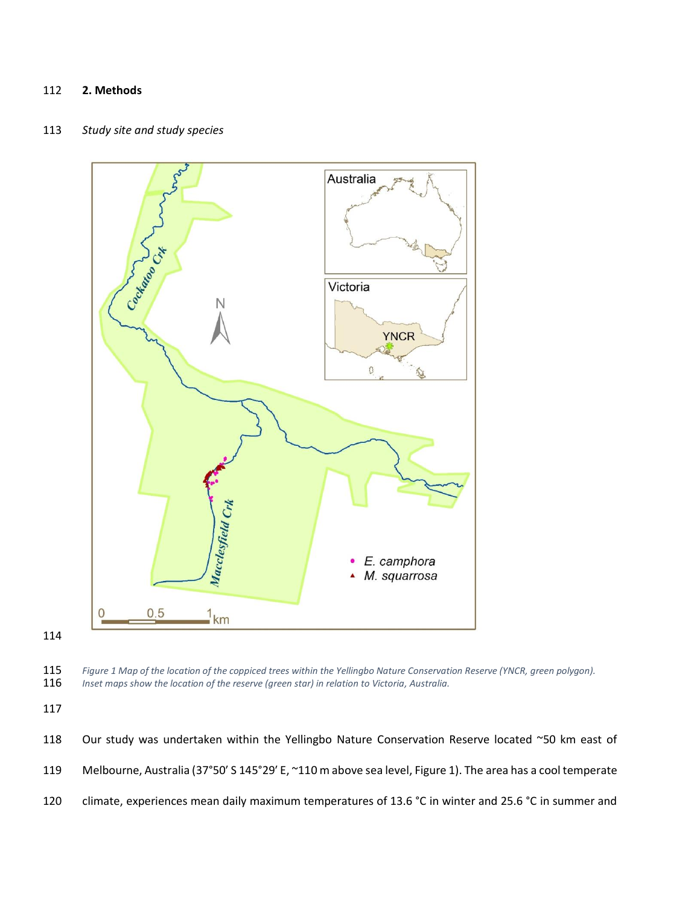## 2. Methods

*Study site and study species*

Australia

Victoria

YNCR

Cockatoo Crk

Macclesfield Crk

N

E. camphora

M. squarrosa

0 0.5 1 km

*Figure 1 Map of the location of the coppiced trees within the Yellingbo Nature Conservation Reserve (YNCR, green polygon). Inset maps show the location of the reserve (green star) in relation to Victoria, Australia.*

Our study was undertaken within the Yellingbo Nature Conservation Reserve located ~50 km east of Melbourne, Australia (37°50′ S 145°29′ E, ~110 m above sea level, Figure 1). The area has a cool temperate climate, experiences mean daily maximum temperatures of 13.6 °C in winter and 25.6 °C in summer and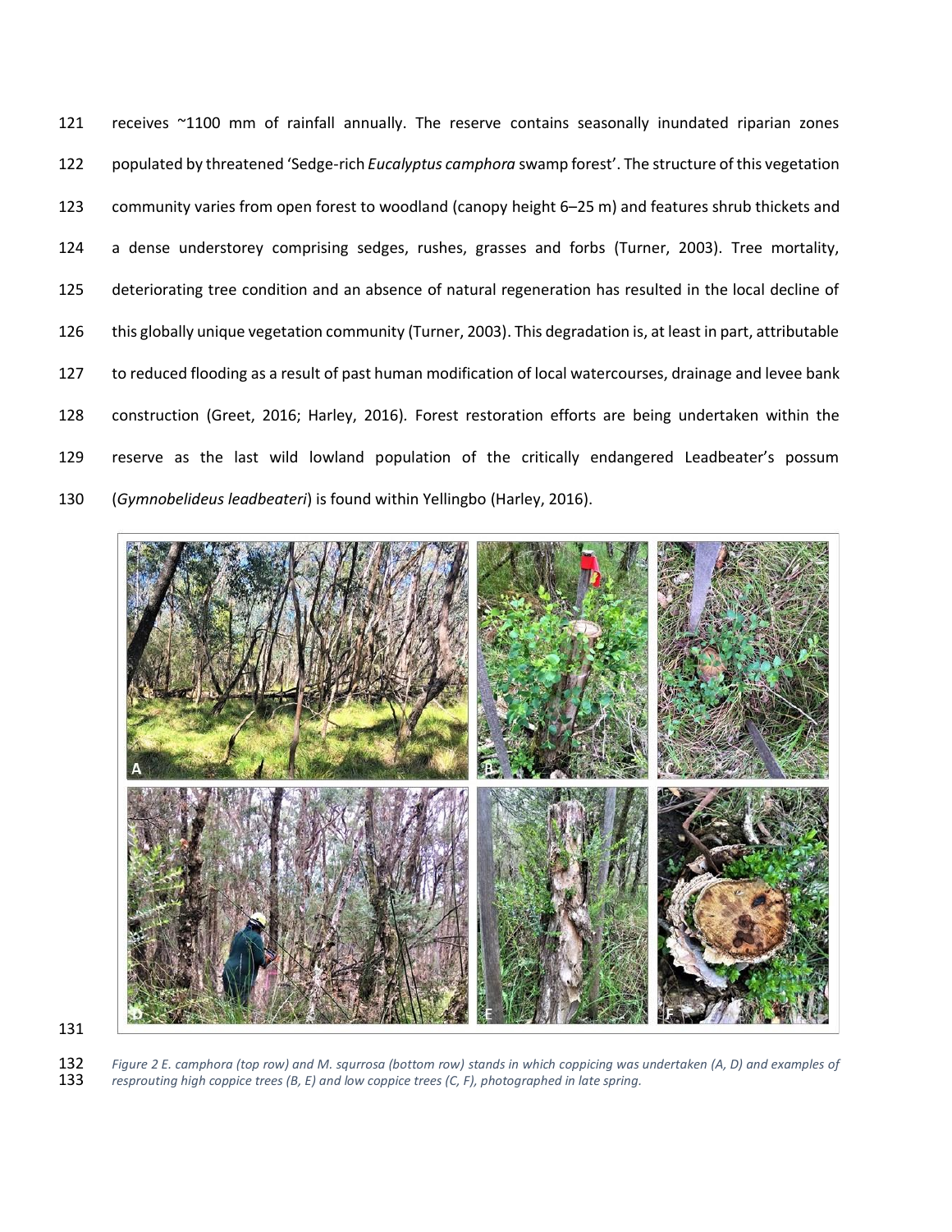receives ~1100 mm of rainfall annually. The reserve contains seasonally inundated riparian zones populated by threatened 'Sedge-rich *Eucalyptus camphora* swamp forest'. The structure of this vegetation community varies from open forest to woodland (canopy height 6–25 m) and features shrub thickets and a dense understorey comprising sedges, rushes, grasses and forbs (Turner, 2003). Tree mortality, deteriorating tree condition and an absence of natural regeneration has resulted in the local decline of this globally unique vegetation community (Turner, 2003). This degradation is, at least in part, attributable to reduced flooding as a result of past human modification of local watercourses, drainage and levee bank construction (Greet, 2016; Harley, 2016). Forest restoration efforts are being undertaken within the reserve as the last wild lowland population of the critically endangered Leadbeater's possum (*Gymnobelideus leadbeateri*) is found within Yellingbo (Harley, 2016).

*Figure 2 E. camphora (top row) and M. squrrosa (bottom row) stands in which coppicing was undertaken (A, D) and examples of resprouting high coppice trees (B, E) and low coppice trees (C, F), photographed in late spring.*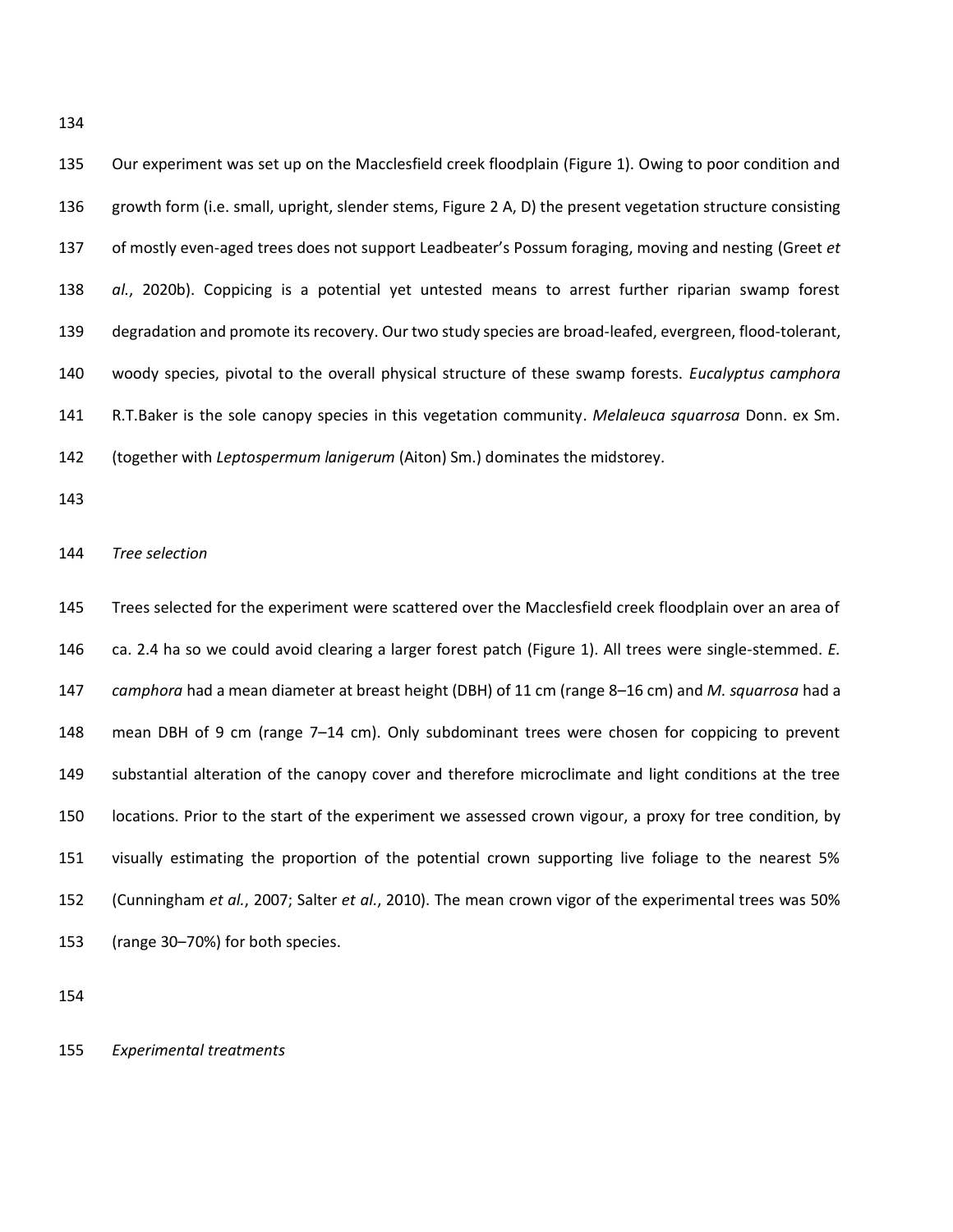Our experiment was set up on the Macclesfield creek floodplain (Figure 1). Owing to poor condition and growth form (i.e. small, upright, slender stems, Figure 2 A, D) the present vegetation structure consisting of mostly even-aged trees does not support Leadbeater's Possum foraging, moving and nesting (Greet *et al.*, 2020b). Coppicing is a potential yet untested means to arrest further riparian swamp forest degradation and promote its recovery. Our two study species are broad-leafed, evergreen, flood-tolerant, woody species, pivotal to the overall physical structure of these swamp forests. *Eucalyptus camphora* R.T.Baker is the sole canopy species in this vegetation community. *Melaleuca squarrosa* Donn. ex Sm. (together with *Leptospermum lanigerum* (Aiton) Sm.) dominates the midstorey.

*Tree selection*

Trees selected for the experiment were scattered over the Macclesfield creek floodplain over an area of ca. 2.4 ha so we could avoid clearing a larger forest patch (Figure 1). All trees were single-stemmed. *E. camphora* had a mean diameter at breast height (DBH) of 11 cm (range 8–16 cm) and *M. squarrosa* had a mean DBH of 9 cm (range 7–14 cm). Only subdominant trees were chosen for coppicing to prevent substantial alteration of the canopy cover and therefore microclimate and light conditions at the tree locations. Prior to the start of the experiment we assessed crown vigour, a proxy for tree condition, by visually estimating the proportion of the potential crown supporting live foliage to the nearest 5% (Cunningham *et al.*, 2007; Salter *et al.*, 2010). The mean crown vigor of the experimental trees was 50% (range 30–70%) for both species.

*Experimental treatments*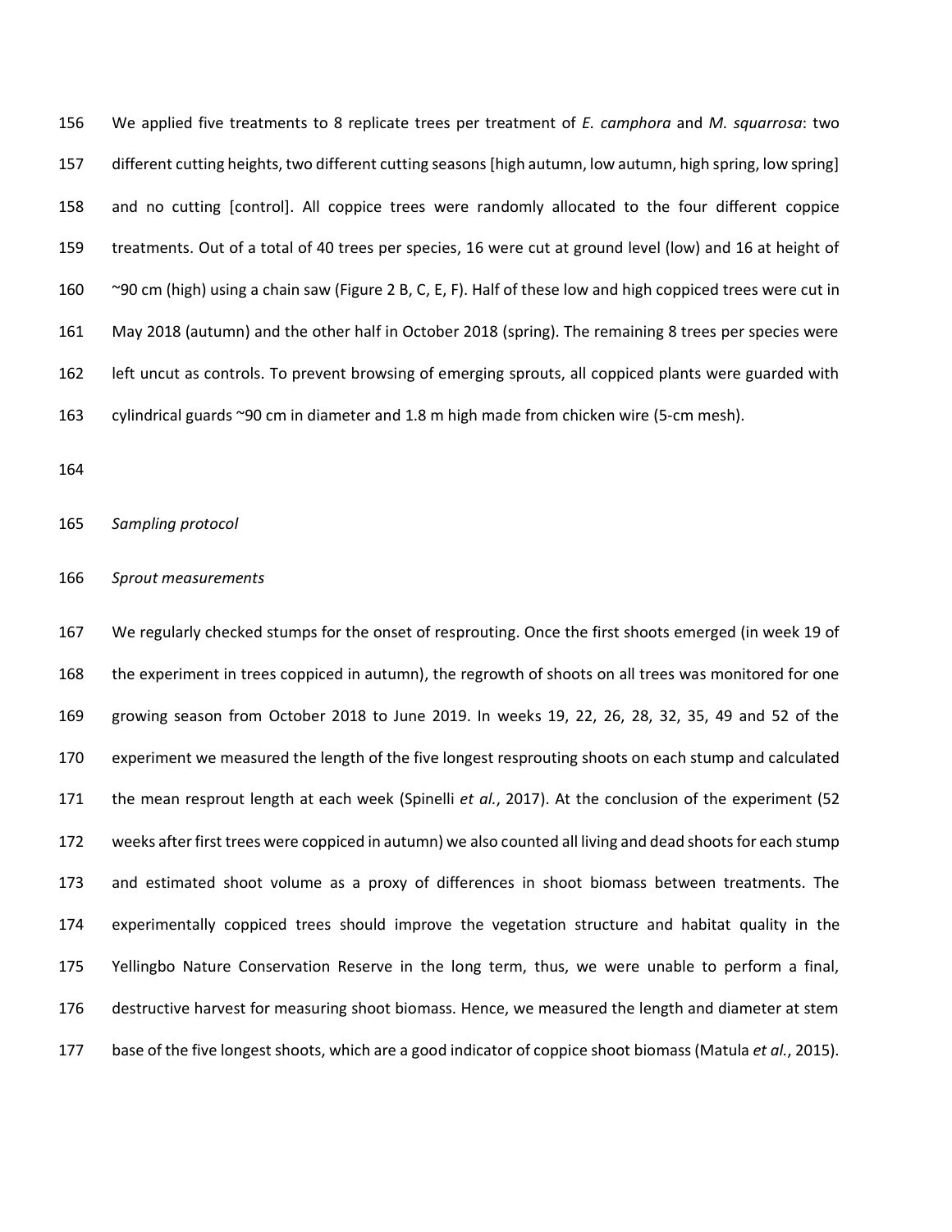We applied five treatments to 8 replicate trees per treatment of *E. camphora* and *M. squarrosa*: two different cutting heights, two different cutting seasons [high autumn, low autumn, high spring, low spring] and no cutting [control]. All coppice trees were randomly allocated to the four different coppice treatments. Out of a total of 40 trees per species, 16 were cut at ground level (low) and 16 at height of ~90 cm (high) using a chain saw (Figure 2 B, C, E, F). Half of these low and high coppiced trees were cut in May 2018 (autumn) and the other half in October 2018 (spring). The remaining 8 trees per species were left uncut as controls. To prevent browsing of emerging sprouts, all coppiced plants were guarded with cylindrical guards ~90 cm in diameter and 1.8 m high made from chicken wire (5-cm mesh).

*Sampling protocol*

*Sprout measurements*

We regularly checked stumps for the onset of resprouting. Once the first shoots emerged (in week 19 of the experiment in trees coppiced in autumn), the regrowth of shoots on all trees was monitored for one growing season from October 2018 to June 2019. In weeks 19, 22, 26, 28, 32, 35, 49 and 52 of the experiment we measured the length of the five longest resprouting shoots on each stump and calculated the mean resprout length at each week (Spinelli *et al.*, 2017). At the conclusion of the experiment (52 weeks after first trees were coppiced in autumn) we also counted all living and dead shoots for each stump and estimated shoot volume as a proxy of differences in shoot biomass between treatments. The experimentally coppiced trees should improve the vegetation structure and habitat quality in the Yellingbo Nature Conservation Reserve in the long term, thus, we were unable to perform a final, destructive harvest for measuring shoot biomass. Hence, we measured the length and diameter at stem base of the five longest shoots, which are a good indicator of coppice shoot biomass (Matula *et al.*, 2015).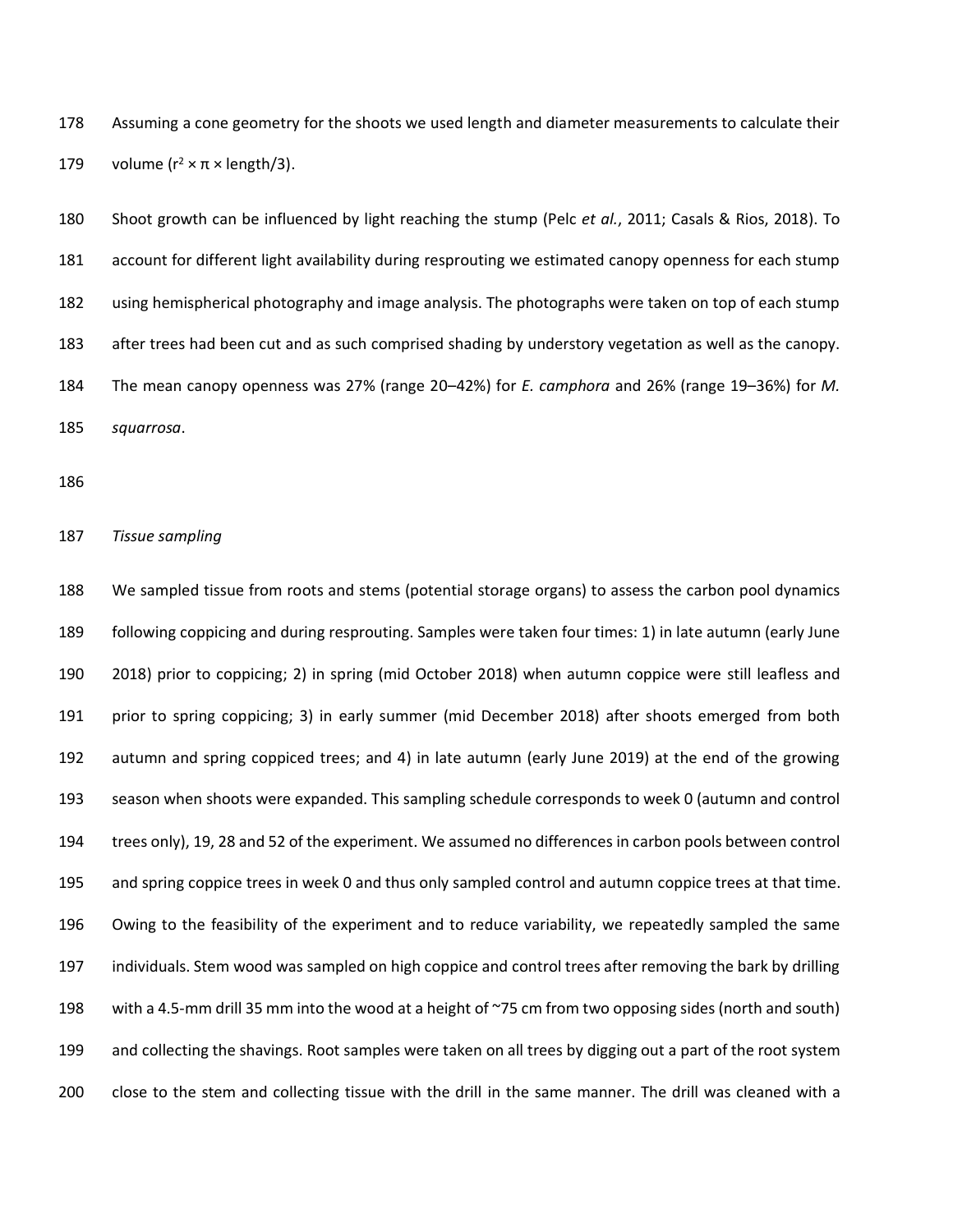Assuming a cone geometry for the shoots we used length and diameter measurements to calculate their volume ($r^2 \times \pi \times \text{length}/3$).

Shoot growth can be influenced by light reaching the stump (Pelc *et al.*, 2011; Casals & Rios, 2018). To account for different light availability during resprouting we estimated canopy openness for each stump using hemispherical photography and image analysis. The photographs were taken on top of each stump after trees had been cut and as such comprised shading by understory vegetation as well as the canopy. The mean canopy openness was 27% (range 20–42%) for *E. camphora* and 26% (range 19–36%) for *M. squarrosa*.

*Tissue sampling*

We sampled tissue from roots and stems (potential storage organs) to assess the carbon pool dynamics following coppicing and during resprouting. Samples were taken four times: 1) in late autumn (early June 2018) prior to coppicing; 2) in spring (mid October 2018) when autumn coppice were still leafless and prior to spring coppicing; 3) in early summer (mid December 2018) after shoots emerged from both autumn and spring coppiced trees; and 4) in late autumn (early June 2019) at the end of the growing season when shoots were expanded. This sampling schedule corresponds to week 0 (autumn and control trees only), 19, 28 and 52 of the experiment. We assumed no differences in carbon pools between control and spring coppice trees in week 0 and thus only sampled control and autumn coppice trees at that time. Owing to the feasibility of the experiment and to reduce variability, we repeatedly sampled the same individuals. Stem wood was sampled on high coppice and control trees after removing the bark by drilling with a 4.5-mm drill 35 mm into the wood at a height of ~75 cm from two opposing sides (north and south) and collecting the shavings. Root samples were taken on all trees by digging out a part of the root system close to the stem and collecting tissue with the drill in the same manner. The drill was cleaned with a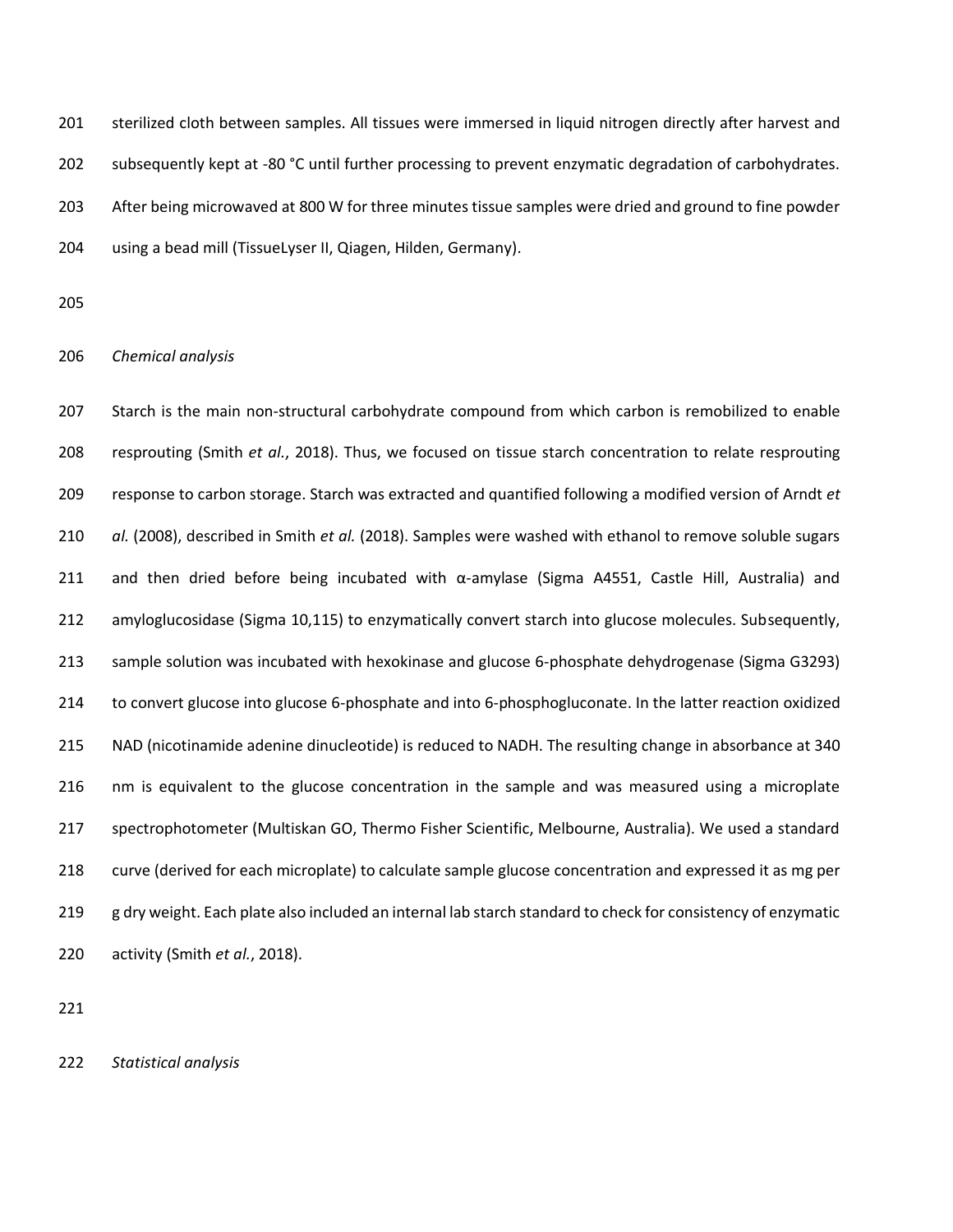sterilized cloth between samples. All tissues were immersed in liquid nitrogen directly after harvest and subsequently kept at -80 °C until further processing to prevent enzymatic degradation of carbohydrates. After being microwaved at 800 W for three minutes tissue samples were dried and ground to fine powder using a bead mill (TissueLyser II, Qiagen, Hilden, Germany).

*Chemical analysis*

Starch is the main non-structural carbohydrate compound from which carbon is remobilized to enable resprouting (Smith *et al.*, 2018). Thus, we focused on tissue starch concentration to relate resprouting response to carbon storage. Starch was extracted and quantified following a modified version of Arndt *et al.* (2008), described in Smith *et al.* (2018). Samples were washed with ethanol to remove soluble sugars and then dried before being incubated with α-amylase (Sigma A4551, Castle Hill, Australia) and amyloglucosidase (Sigma 10,115) to enzymatically convert starch into glucose molecules. Subsequently, sample solution was incubated with hexokinase and glucose 6-phosphate dehydrogenase (Sigma G3293) to convert glucose into glucose 6-phosphate and into 6-phosphogluconate. In the latter reaction oxidized NAD (nicotinamide adenine dinucleotide) is reduced to NADH. The resulting change in absorbance at 340 nm is equivalent to the glucose concentration in the sample and was measured using a microplate spectrophotometer (Multiskan GO, Thermo Fisher Scientific, Melbourne, Australia). We used a standard curve (derived for each microplate) to calculate sample glucose concentration and expressed it as mg per g dry weight. Each plate also included an internal lab starch standard to check for consistency of enzymatic activity (Smith *et al.*, 2018).

*Statistical analysis*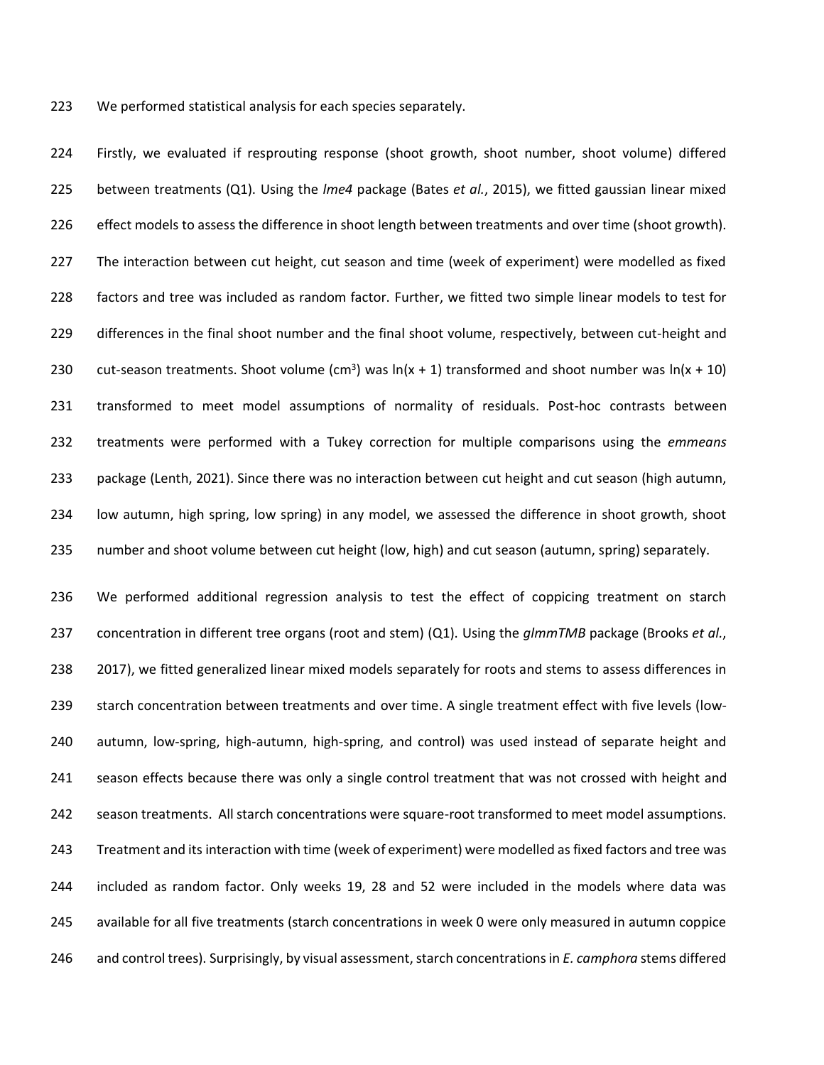We performed statistical analysis for each species separately.

Firstly, we evaluated if resprouting response (shoot growth, shoot number, shoot volume) differed between treatments (Q1). Using the *lme4* package (Bates *et al.*, 2015), we fitted gaussian linear mixed effect models to assess the difference in shoot length between treatments and over time (shoot growth). The interaction between cut height, cut season and time (week of experiment) were modelled as fixed factors and tree was included as random factor. Further, we fitted two simple linear models to test for differences in the final shoot number and the final shoot volume, respectively, between cut-height and cut-season treatments. Shoot volume ($cm^3$) was $\ln(x + 1)$ transformed and shoot number was $\ln(x + 10)$ transformed to meet model assumptions of normality of residuals. Post-hoc contrasts between treatments were performed with a Tukey correction for multiple comparisons using the *emmeans* package (Lenth, 2021). Since there was no interaction between cut height and cut season (high autumn, low autumn, high spring, low spring) in any model, we assessed the difference in shoot growth, shoot number and shoot volume between cut height (low, high) and cut season (autumn, spring) separately.

We performed additional regression analysis to test the effect of coppicing treatment on starch concentration in different tree organs (root and stem) (Q1). Using the *glmmTMB* package (Brooks *et al.*, 2017), we fitted generalized linear mixed models separately for roots and stems to assess differences in starch concentration between treatments and over time. A single treatment effect with five levels (low-autumn, low-spring, high-autumn, high-spring, and control) was used instead of separate height and season effects because there was only a single control treatment that was not crossed with height and season treatments. All starch concentrations were square-root transformed to meet model assumptions. Treatment and its interaction with time (week of experiment) were modelled as fixed factors and tree was included as random factor. Only weeks 19, 28 and 52 were included in the models where data was available for all five treatments (starch concentrations in week 0 were only measured in autumn coppice and control trees). Surprisingly, by visual assessment, starch concentrations in *E. camphora* stems differed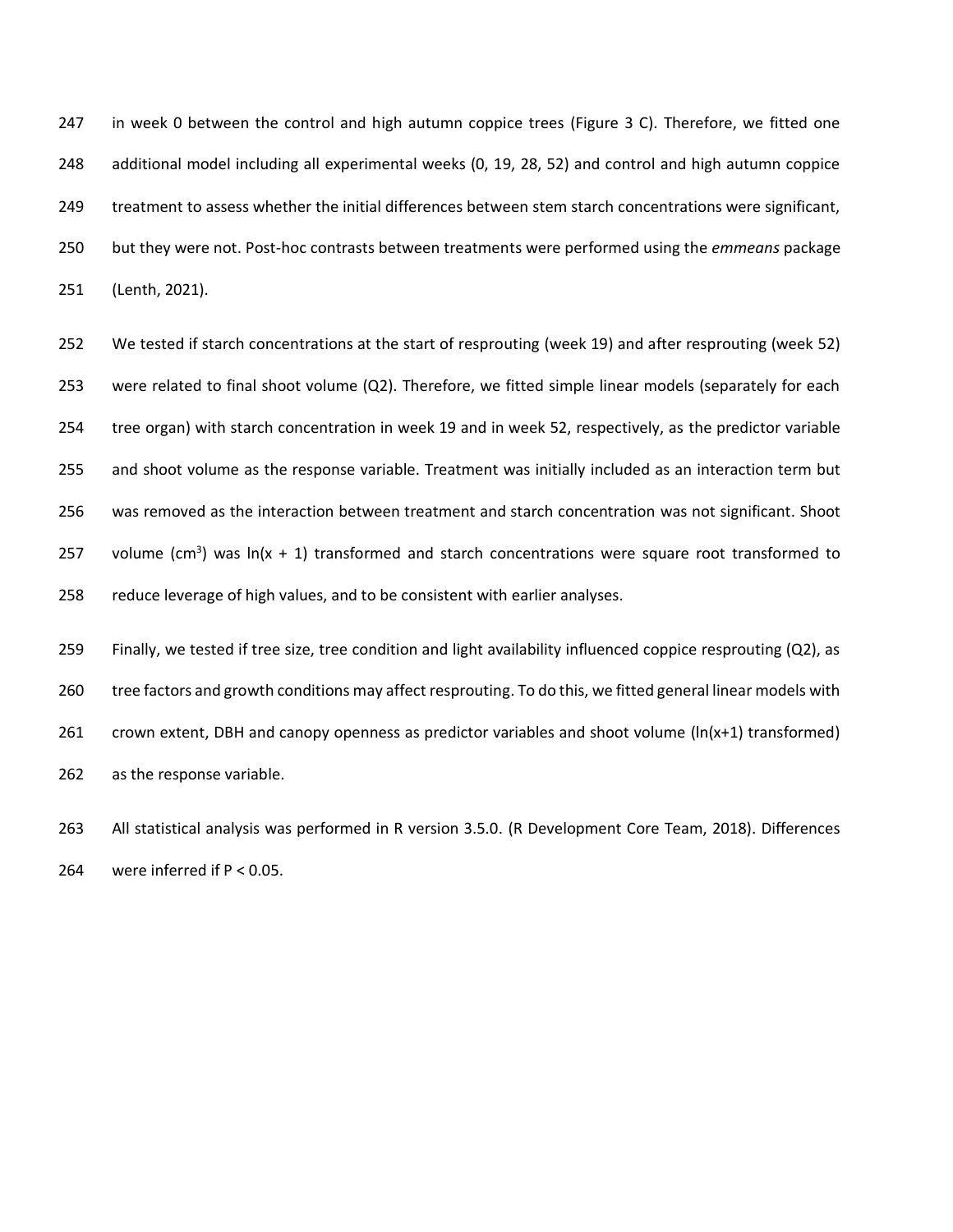in week 0 between the control and high autumn coppice trees (Figure 3 C). Therefore, we fitted one additional model including all experimental weeks (0, 19, 28, 52) and control and high autumn coppice treatment to assess whether the initial differences between stem starch concentrations were significant, but they were not. Post-hoc contrasts between treatments were performed using the *emmeans* package (Lenth, 2021).

We tested if starch concentrations at the start of resprouting (week 19) and after resprouting (week 52) were related to final shoot volume (Q2). Therefore, we fitted simple linear models (separately for each tree organ) with starch concentration in week 19 and in week 52, respectively, as the predictor variable and shoot volume as the response variable. Treatment was initially included as an interaction term but was removed as the interaction between treatment and starch concentration was not significant. Shoot volume ($cm^3$) was $\ln(x + 1)$ transformed and starch concentrations were square root transformed to reduce leverage of high values, and to be consistent with earlier analyses.

Finally, we tested if tree size, tree condition and light availability influenced coppice resprouting (Q2), as tree factors and growth conditions may affect resprouting. To do this, we fitted general linear models with crown extent, DBH and canopy openness as predictor variables and shoot volume ($\ln(x+1)$ transformed) as the response variable.

All statistical analysis was performed in R version 3.5.0. (R Development Core Team, 2018). Differences were inferred if $P < 0.05$.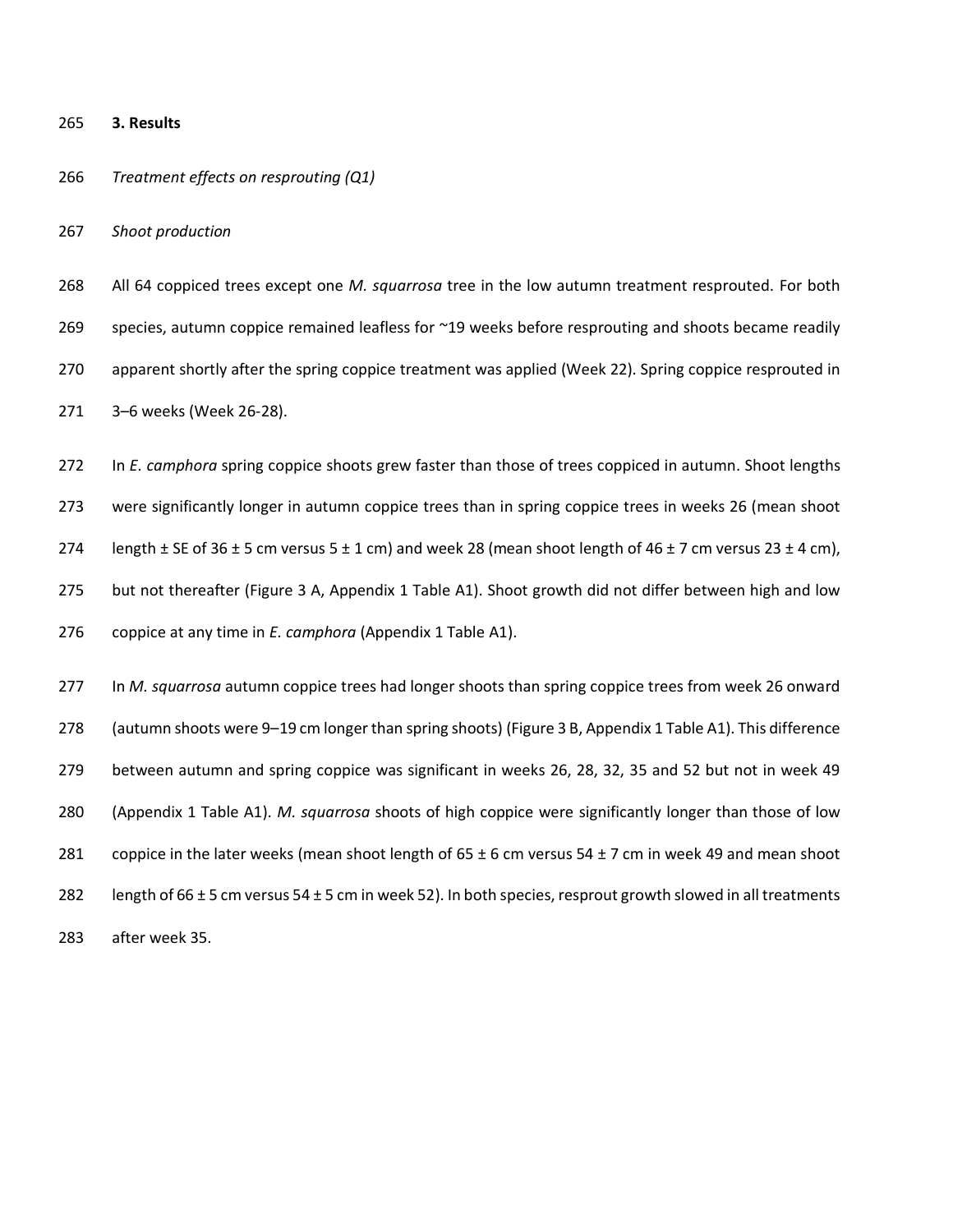## 3. Results

*Treatment effects on resprouting (Q1)*

*Shoot production*

All 64 coppiced trees except one *M. squarrosa* tree in the low autumn treatment resprouted. For both species, autumn coppice remained leafless for ~19 weeks before resprouting and shoots became readily apparent shortly after the spring coppice treatment was applied (Week 22). Spring coppice resprouted in 3–6 weeks (Week 26-28).

In *E. camphora* spring coppice shoots grew faster than those of trees coppiced in autumn. Shoot lengths were significantly longer in autumn coppice trees than in spring coppice trees in weeks 26 (mean shoot length ± SE of 36 ± 5 cm versus 5 ± 1 cm) and week 28 (mean shoot length of 46 ± 7 cm versus 23 ± 4 cm), but not thereafter (Figure 3 A, Appendix 1 Table A1). Shoot growth did not differ between high and low coppice at any time in *E. camphora* (Appendix 1 Table A1).

In *M. squarrosa* autumn coppice trees had longer shoots than spring coppice trees from week 26 onward (autumn shoots were 9–19 cm longer than spring shoots) (Figure 3 B, Appendix 1 Table A1). This difference between autumn and spring coppice was significant in weeks 26, 28, 32, 35 and 52 but not in week 49 (Appendix 1 Table A1). *M. squarrosa* shoots of high coppice were significantly longer than those of low coppice in the later weeks (mean shoot length of 65 ± 6 cm versus 54 ± 7 cm in week 49 and mean shoot length of 66 ± 5 cm versus 54 ± 5 cm in week 52). In both species, resprout growth slowed in all treatments after week 35.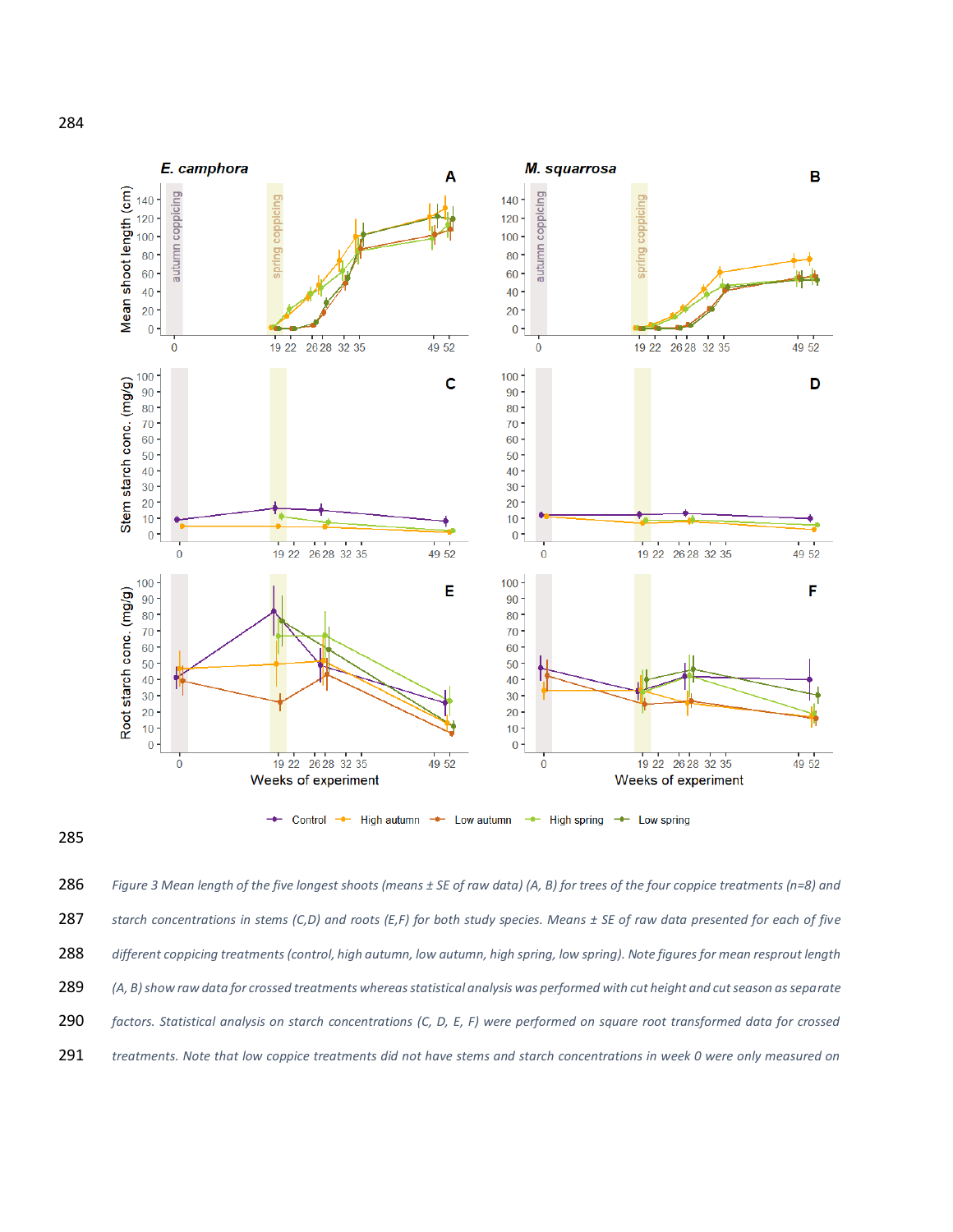E. camphora

A

M. squarrosa

B

Mean shoot length (cm)

autumn coppicing

spring coppicing

140
120
100
80
60
40
20
0

0 19 22 26 28 32 35 49 52

C

D

Stem starch conc. (mg/g)

100
90
80
70
60
50
40
30
20
10
0

E

F

Root starch conc. (mg/g)

Weeks of experiment

Control High autumn Low autumn High spring Low spring

*Figure 3 Mean length of the five longest shoots (means ± SE of raw data) (A, B) for trees of the four coppice treatments (n=8) and starch concentrations in stems (C,D) and roots (E,F) for both study species. Means ± SE of raw data presented for each of five different coppicing treatments (control, high autumn, low autumn, high spring, low spring). Note figures for mean resprout length (A, B) show raw data for crossed treatments whereas statistical analysis was performed with cut height and cut season as separate factors. Statistical analysis on starch concentrations (C, D, E, F) were performed on square root transformed data for crossed treatments. Note that low coppice treatments did not have stems and starch concentrations in week 0 were only measured on*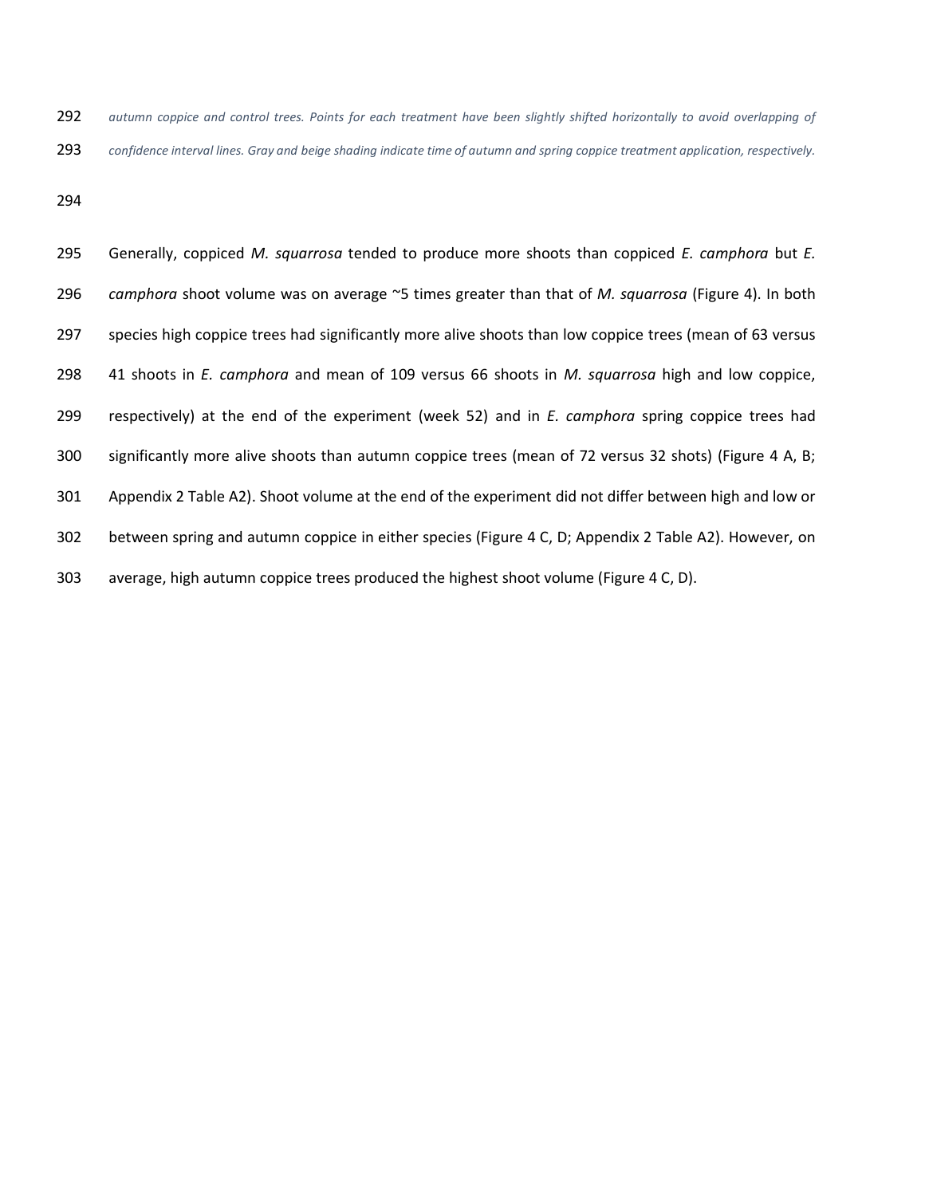*autumn coppice and control trees. Points for each treatment have been slightly shifted horizontally to avoid overlapping of confidence interval lines. Gray and beige shading indicate time of autumn and spring coppice treatment application, respectively.*

Generally, coppiced *M. squarrosa* tended to produce more shoots than coppiced *E. camphora* but *E. camphora* shoot volume was on average ~5 times greater than that of *M. squarrosa* (Figure 4). In both species high coppice trees had significantly more alive shoots than low coppice trees (mean of 63 versus 41 shoots in *E. camphora* and mean of 109 versus 66 shoots in *M. squarrosa* high and low coppice, respectively) at the end of the experiment (week 52) and in *E. camphora* spring coppice trees had significantly more alive shoots than autumn coppice trees (mean of 72 versus 32 shots) (Figure 4 A, B; Appendix 2 Table A2). Shoot volume at the end of the experiment did not differ between high and low or between spring and autumn coppice in either species (Figure 4 C, D; Appendix 2 Table A2). However, on average, high autumn coppice trees produced the highest shoot volume (Figure 4 C, D).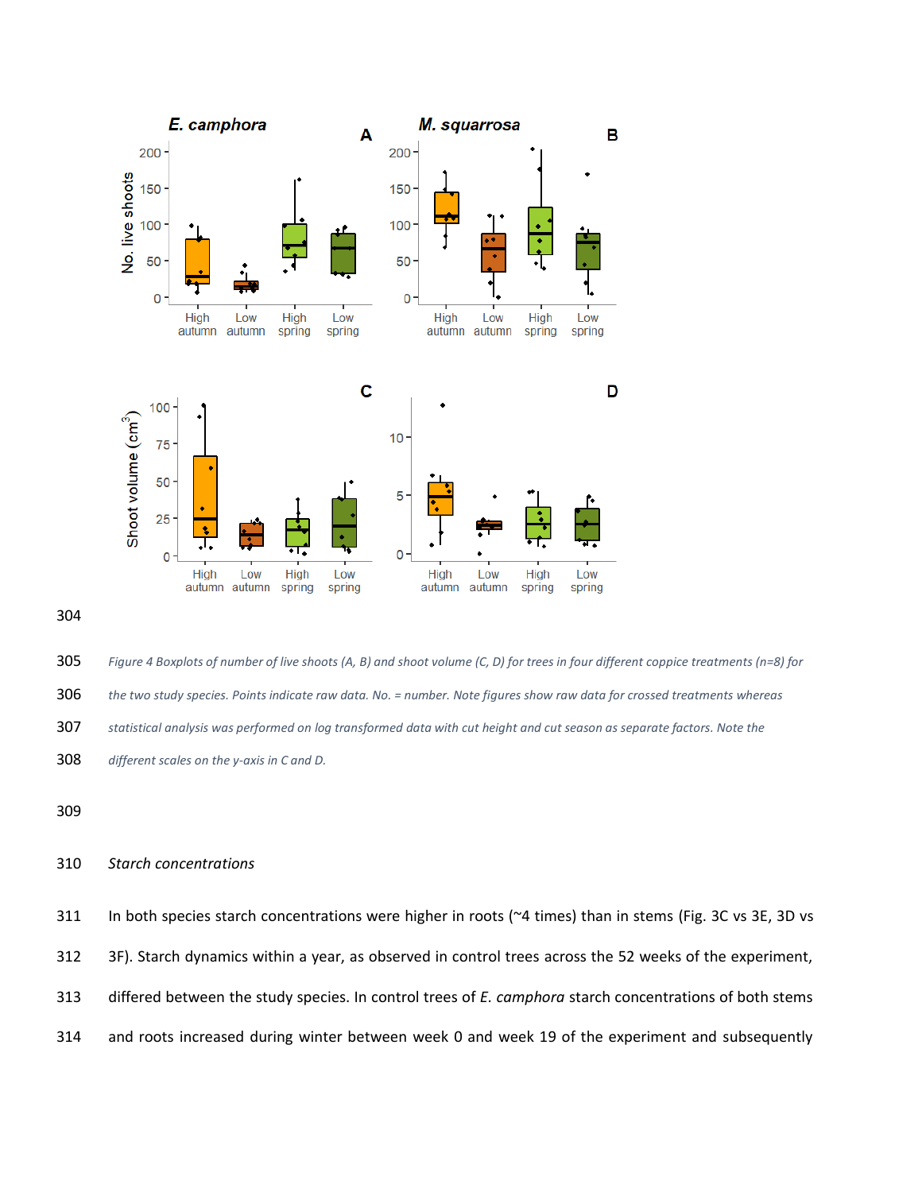E. camphora

A

No. live shoots

200
150
100
50
0

High autumn
Low autumn
High spring
Low spring

M. squarrosa

B

200
150
100
50
0

High autumn
Low autumn
High spring
Low spring

C

Shoot volume ($cm^3$)

100
75
50
25
0

High autumn
Low autumn
High spring
Low spring

D

10
5
0

High autumn
Low autumn
High spring
Low spring

*Figure 4 Boxplots of number of live shoots (A, B) and shoot volume (C, D) for trees in four different coppice treatments (n=8) for the two study species. Points indicate raw data. No. = number. Note figures show raw data for crossed treatments whereas statistical analysis was performed on log transformed data with cut height and cut season as separate factors. Note the different scales on the y-axis in C and D.*

### *Starch concentrations*

In both species starch concentrations were higher in roots (~4 times) than in stems (Fig. 3C vs 3E, 3D vs 3F). Starch dynamics within a year, as observed in control trees across the 52 weeks of the experiment, differed between the study species. In control trees of *E. camphora* starch concentrations of both stems and roots increased during winter between week 0 and week 19 of the experiment and subsequently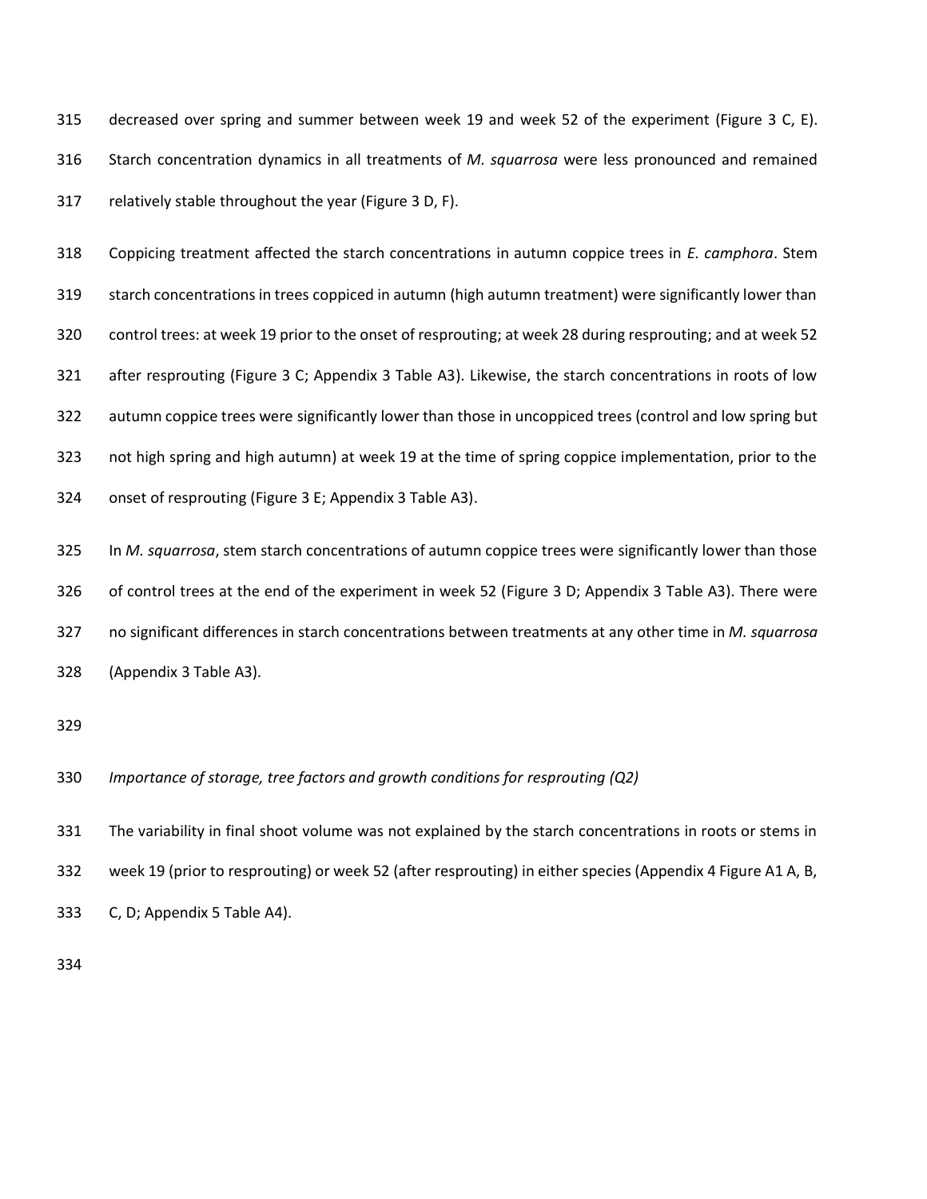decreased over spring and summer between week 19 and week 52 of the experiment (Figure 3 C, E). Starch concentration dynamics in all treatments of *M. squarrosa* were less pronounced and remained relatively stable throughout the year (Figure 3 D, F).

Coppicing treatment affected the starch concentrations in autumn coppice trees in *E. camphora*. Stem starch concentrations in trees coppiced in autumn (high autumn treatment) were significantly lower than control trees: at week 19 prior to the onset of resprouting; at week 28 during resprouting; and at week 52 after resprouting (Figure 3 C; Appendix 3 Table A3). Likewise, the starch concentrations in roots of low autumn coppice trees were significantly lower than those in uncoppiced trees (control and low spring but not high spring and high autumn) at week 19 at the time of spring coppice implementation, prior to the onset of resprouting (Figure 3 E; Appendix 3 Table A3).

In *M. squarrosa*, stem starch concentrations of autumn coppice trees were significantly lower than those of control trees at the end of the experiment in week 52 (Figure 3 D; Appendix 3 Table A3). There were no significant differences in starch concentrations between treatments at any other time in *M. squarrosa* (Appendix 3 Table A3).

*Importance of storage, tree factors and growth conditions for resprouting (Q2)*

The variability in final shoot volume was not explained by the starch concentrations in roots or stems in week 19 (prior to resprouting) or week 52 (after resprouting) in either species (Appendix 4 Figure A1 A, B, C, D; Appendix 5 Table A4).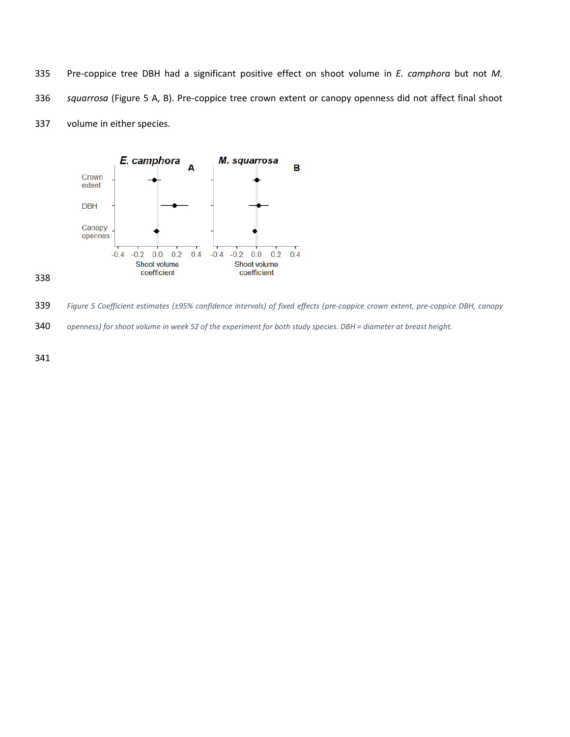Pre-coppice tree DBH had a significant positive effect on shoot volume in *E. camphora* but not *M. squarrosa* (Figure 5 A, B). Pre-coppice tree crown extent or canopy openness did not affect final shoot volume in either species.

*E. camphora*
A

*M. squarrosa*
B

Crown extent

DBH

Canopy opennes

-0.4 -0.2 0.0 0.2 0.4

Shoot volume coefficient

-0.4 -0.2 0.0 0.2 0.4

Shoot volume coefficient

*Figure 5 Coefficient estimates (±95% confidence intervals) of fixed effects (pre-coppice crown extent, pre-coppice DBH, canopy openness) for shoot volume in week 52 of the experiment for both study species. DBH = diameter at breast height.*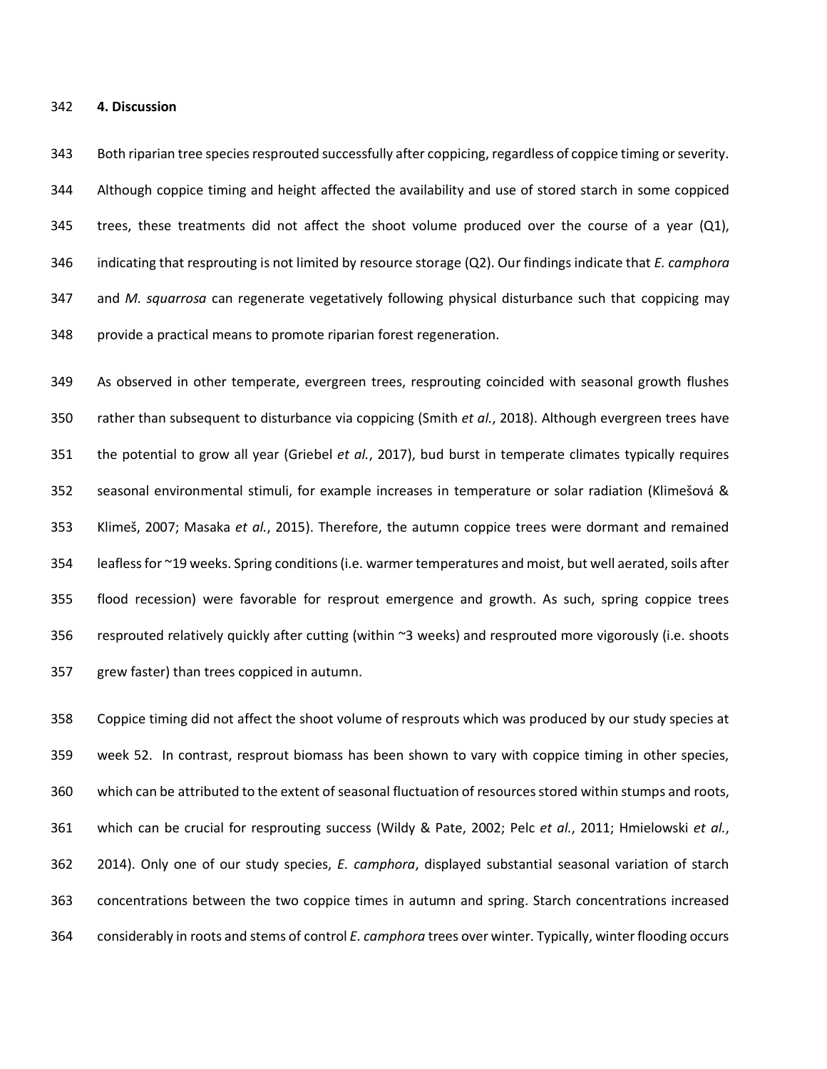## 4. Discussion

Both riparian tree species resprouted successfully after coppicing, regardless of coppice timing or severity. Although coppice timing and height affected the availability and use of stored starch in some coppiced trees, these treatments did not affect the shoot volume produced over the course of a year (Q1), indicating that resprouting is not limited by resource storage (Q2). Our findings indicate that *E. camphora* and *M. squarrosa* can regenerate vegetatively following physical disturbance such that coppicing may provide a practical means to promote riparian forest regeneration.

As observed in other temperate, evergreen trees, resprouting coincided with seasonal growth flushes rather than subsequent to disturbance via coppicing (Smith *et al.*, 2018). Although evergreen trees have the potential to grow all year (Griebel *et al.*, 2017), bud burst in temperate climates typically requires seasonal environmental stimuli, for example increases in temperature or solar radiation (Klimešová & Klimeš, 2007; Masaka *et al.*, 2015). Therefore, the autumn coppice trees were dormant and remained leafless for ~19 weeks. Spring conditions (i.e. warmer temperatures and moist, but well aerated, soils after flood recession) were favorable for resprout emergence and growth. As such, spring coppice trees resprouted relatively quickly after cutting (within ~3 weeks) and resprouted more vigorously (i.e. shoots grew faster) than trees coppiced in autumn.

Coppice timing did not affect the shoot volume of resprouts which was produced by our study species at week 52. In contrast, resprout biomass has been shown to vary with coppice timing in other species, which can be attributed to the extent of seasonal fluctuation of resources stored within stumps and roots, which can be crucial for resprouting success (Wildy & Pate, 2002; Pelc *et al.*, 2011; Hmielowski *et al.*, 2014). Only one of our study species, *E. camphora*, displayed substantial seasonal variation of starch concentrations between the two coppice times in autumn and spring. Starch concentrations increased considerably in roots and stems of control *E. camphora* trees over winter. Typically, winter flooding occurs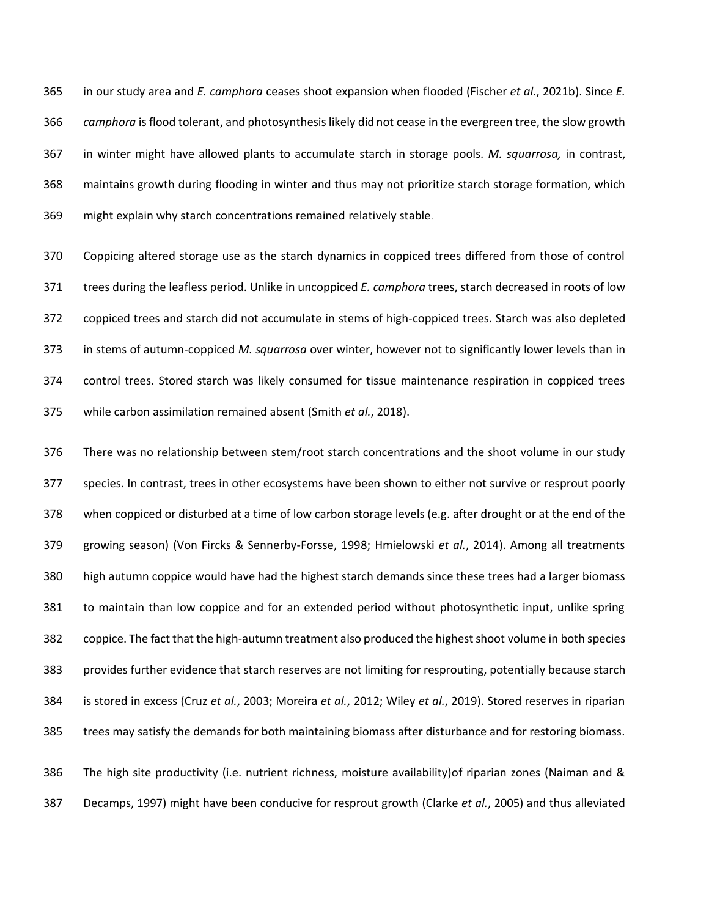in our study area and *E. camphora* ceases shoot expansion when flooded (Fischer *et al.*, 2021b). Since *E. camphora* is flood tolerant, and photosynthesis likely did not cease in the evergreen tree, the slow growth in winter might have allowed plants to accumulate starch in storage pools. *M. squarrosa,* in contrast, maintains growth during flooding in winter and thus may not prioritize starch storage formation, which might explain why starch concentrations remained relatively stable.

Coppicing altered storage use as the starch dynamics in coppiced trees differed from those of control trees during the leafless period. Unlike in uncoppiced *E. camphora* trees, starch decreased in roots of low coppiced trees and starch did not accumulate in stems of high-coppiced trees. Starch was also depleted in stems of autumn-coppiced *M. squarrosa* over winter, however not to significantly lower levels than in control trees. Stored starch was likely consumed for tissue maintenance respiration in coppiced trees while carbon assimilation remained absent (Smith *et al.*, 2018).

There was no relationship between stem/root starch concentrations and the shoot volume in our study species. In contrast, trees in other ecosystems have been shown to either not survive or resprout poorly when coppiced or disturbed at a time of low carbon storage levels (e.g. after drought or at the end of the growing season) (Von Fircks & Sennerby-Forsse, 1998; Hmielowski *et al.*, 2014). Among all treatments high autumn coppice would have had the highest starch demands since these trees had a larger biomass to maintain than low coppice and for an extended period without photosynthetic input, unlike spring coppice. The fact that the high-autumn treatment also produced the highest shoot volume in both species provides further evidence that starch reserves are not limiting for resprouting, potentially because starch is stored in excess (Cruz *et al.*, 2003; Moreira *et al.*, 2012; Wiley *et al.*, 2019). Stored reserves in riparian trees may satisfy the demands for both maintaining biomass after disturbance and for restoring biomass.

The high site productivity (i.e. nutrient richness, moisture availability)of riparian zones (Naiman and & Decamps, 1997) might have been conducive for resprout growth (Clarke *et al.*, 2005) and thus alleviated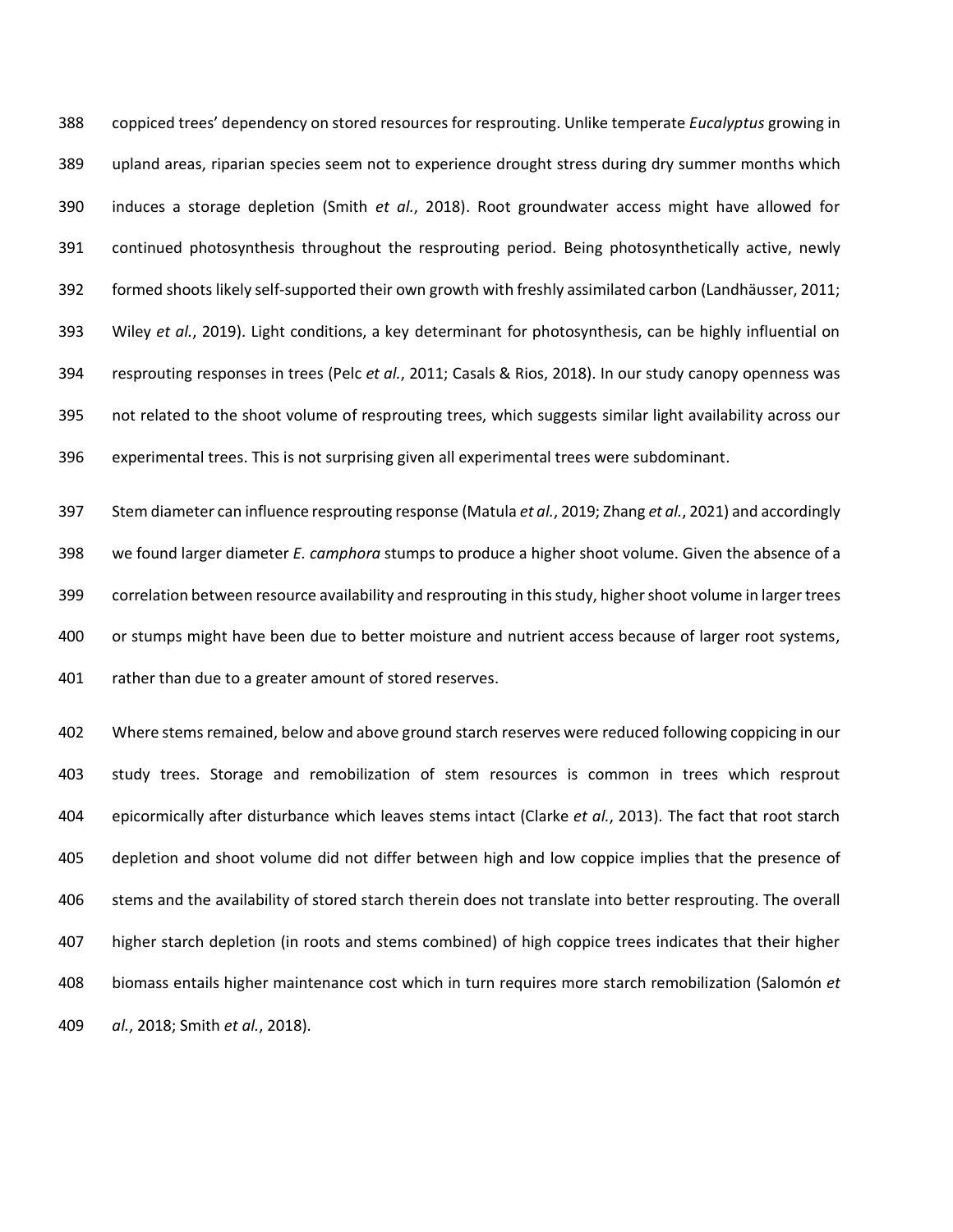coppiced trees' dependency on stored resources for resprouting. Unlike temperate *Eucalyptus* growing in upland areas, riparian species seem not to experience drought stress during dry summer months which induces a storage depletion (Smith *et al.*, 2018). Root groundwater access might have allowed for continued photosynthesis throughout the resprouting period. Being photosynthetically active, newly formed shoots likely self-supported their own growth with freshly assimilated carbon (Landhäusser, 2011; Wiley *et al.*, 2019). Light conditions, a key determinant for photosynthesis, can be highly influential on resprouting responses in trees (Pelc *et al.*, 2011; Casals & Rios, 2018). In our study canopy openness was not related to the shoot volume of resprouting trees, which suggests similar light availability across our experimental trees. This is not surprising given all experimental trees were subdominant.

Stem diameter can influence resprouting response (Matula *et al.*, 2019; Zhang *et al.*, 2021) and accordingly we found larger diameter *E. camphora* stumps to produce a higher shoot volume. Given the absence of a correlation between resource availability and resprouting in this study, higher shoot volume in larger trees or stumps might have been due to better moisture and nutrient access because of larger root systems, rather than due to a greater amount of stored reserves.

Where stems remained, below and above ground starch reserves were reduced following coppicing in our study trees. Storage and remobilization of stem resources is common in trees which resprout epicormically after disturbance which leaves stems intact (Clarke *et al.*, 2013). The fact that root starch depletion and shoot volume did not differ between high and low coppice implies that the presence of stems and the availability of stored starch therein does not translate into better resprouting. The overall higher starch depletion (in roots and stems combined) of high coppice trees indicates that their higher biomass entails higher maintenance cost which in turn requires more starch remobilization (Salomón *et al.*, 2018; Smith *et al.*, 2018).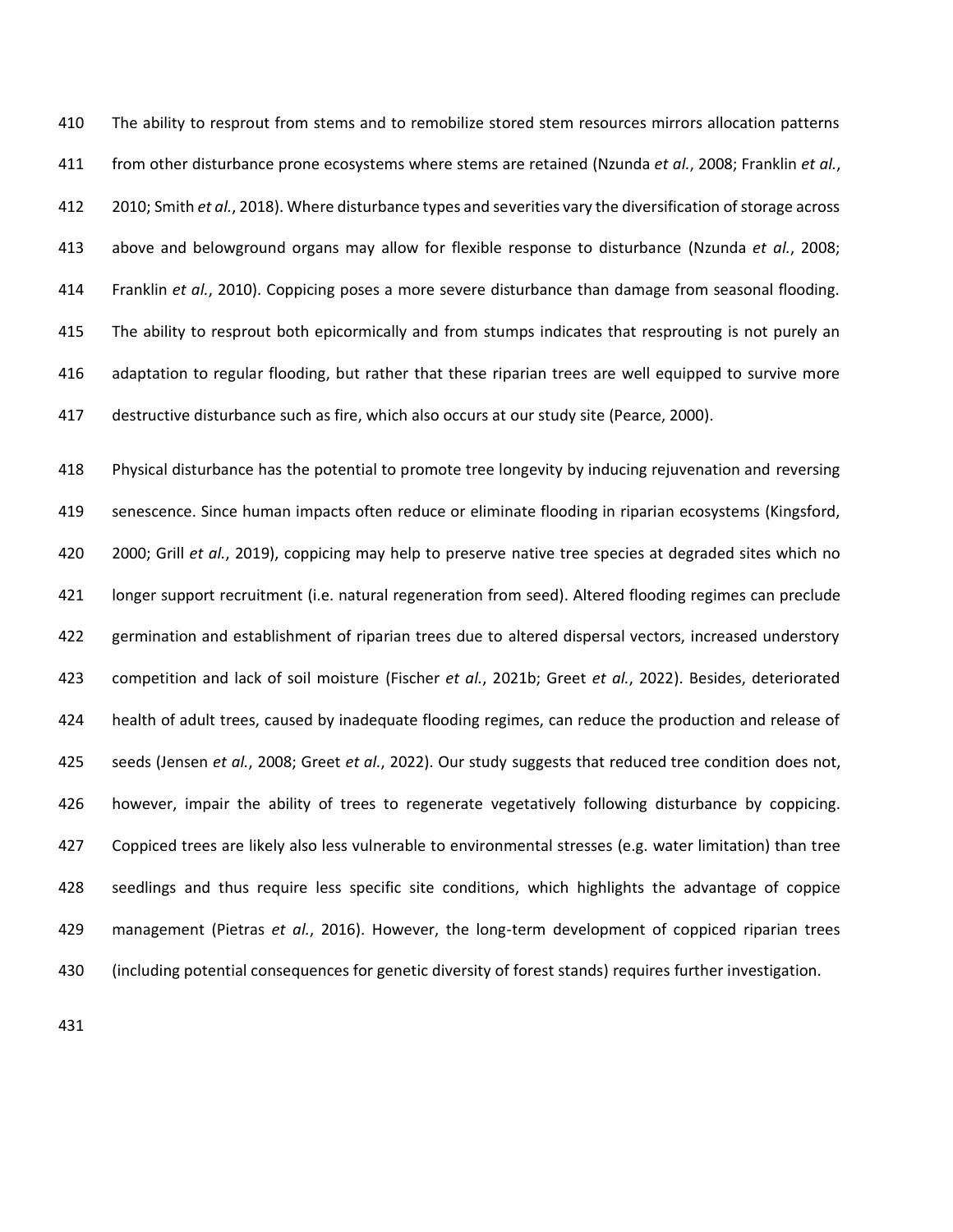The ability to resprout from stems and to remobilize stored stem resources mirrors allocation patterns from other disturbance prone ecosystems where stems are retained (Nzunda *et al.*, 2008; Franklin *et al.*, 2010; Smith *et al.*, 2018). Where disturbance types and severities vary the diversification of storage across above and belowground organs may allow for flexible response to disturbance (Nzunda *et al.*, 2008; Franklin *et al.*, 2010). Coppicing poses a more severe disturbance than damage from seasonal flooding. The ability to resprout both epicormically and from stumps indicates that resprouting is not purely an adaptation to regular flooding, but rather that these riparian trees are well equipped to survive more destructive disturbance such as fire, which also occurs at our study site (Pearce, 2000).

Physical disturbance has the potential to promote tree longevity by inducing rejuvenation and reversing senescence. Since human impacts often reduce or eliminate flooding in riparian ecosystems (Kingsford, 2000; Grill *et al.*, 2019), coppicing may help to preserve native tree species at degraded sites which no longer support recruitment (i.e. natural regeneration from seed). Altered flooding regimes can preclude germination and establishment of riparian trees due to altered dispersal vectors, increased understory competition and lack of soil moisture (Fischer *et al.*, 2021b; Greet *et al.*, 2022). Besides, deteriorated health of adult trees, caused by inadequate flooding regimes, can reduce the production and release of seeds (Jensen *et al.*, 2008; Greet *et al.*, 2022). Our study suggests that reduced tree condition does not, however, impair the ability of trees to regenerate vegetatively following disturbance by coppicing. Coppiced trees are likely also less vulnerable to environmental stresses (e.g. water limitation) than tree seedlings and thus require less specific site conditions, which highlights the advantage of coppice management (Pietras *et al.*, 2016). However, the long-term development of coppiced riparian trees (including potential consequences for genetic diversity of forest stands) requires further investigation.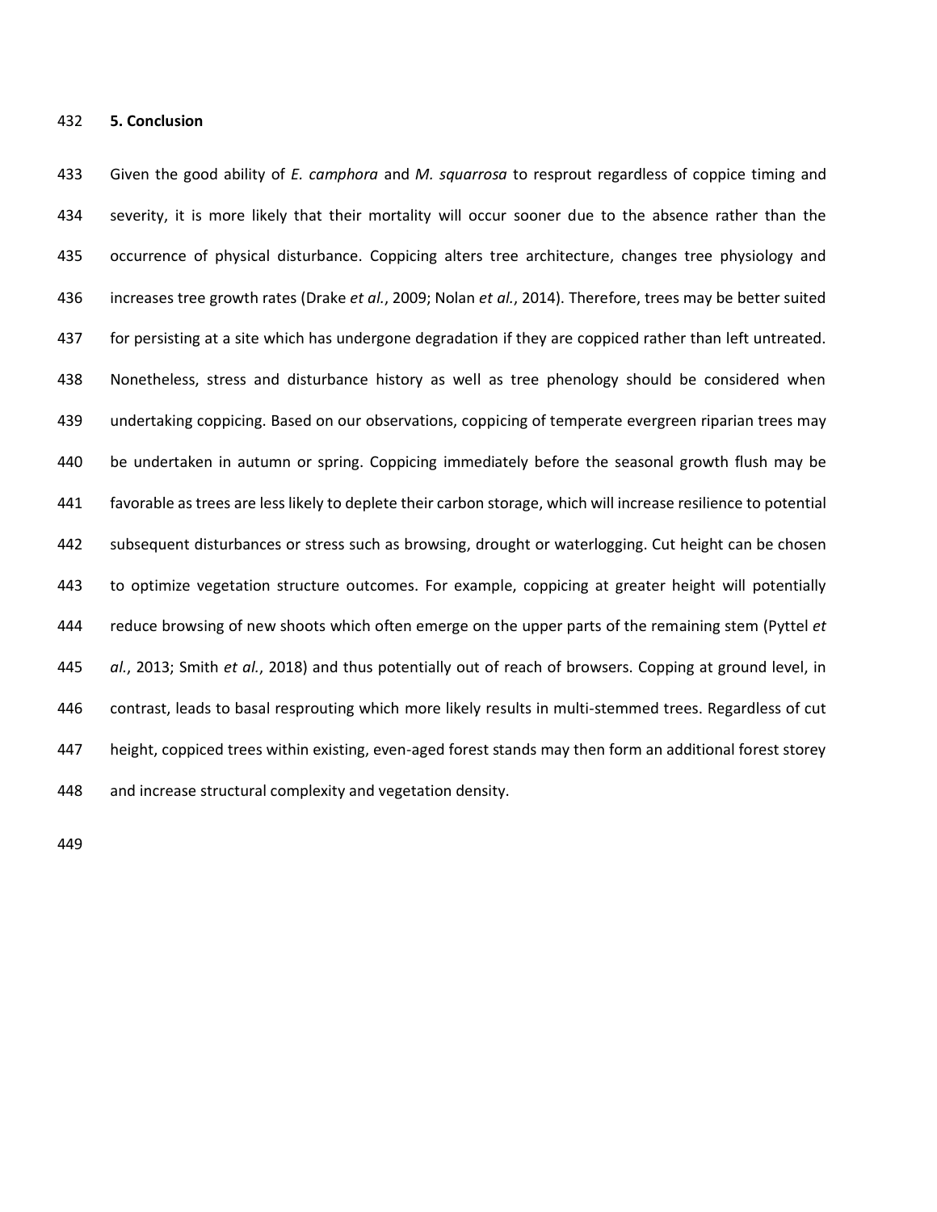## 5. Conclusion

Given the good ability of *E. camphora* and *M. squarrosa* to resprout regardless of coppice timing and severity, it is more likely that their mortality will occur sooner due to the absence rather than the occurrence of physical disturbance. Coppicing alters tree architecture, changes tree physiology and increases tree growth rates (Drake *et al.*, 2009; Nolan *et al.*, 2014). Therefore, trees may be better suited for persisting at a site which has undergone degradation if they are coppiced rather than left untreated. Nonetheless, stress and disturbance history as well as tree phenology should be considered when undertaking coppicing. Based on our observations, coppicing of temperate evergreen riparian trees may be undertaken in autumn or spring. Coppicing immediately before the seasonal growth flush may be favorable as trees are less likely to deplete their carbon storage, which will increase resilience to potential subsequent disturbances or stress such as browsing, drought or waterlogging. Cut height can be chosen to optimize vegetation structure outcomes. For example, coppicing at greater height will potentially reduce browsing of new shoots which often emerge on the upper parts of the remaining stem (Pyttel *et al.*, 2013; Smith *et al.*, 2018) and thus potentially out of reach of browsers. Copping at ground level, in contrast, leads to basal resprouting which more likely results in multi-stemmed trees. Regardless of cut height, coppiced trees within existing, even-aged forest stands may then form an additional forest storey and increase structural complexity and vegetation density.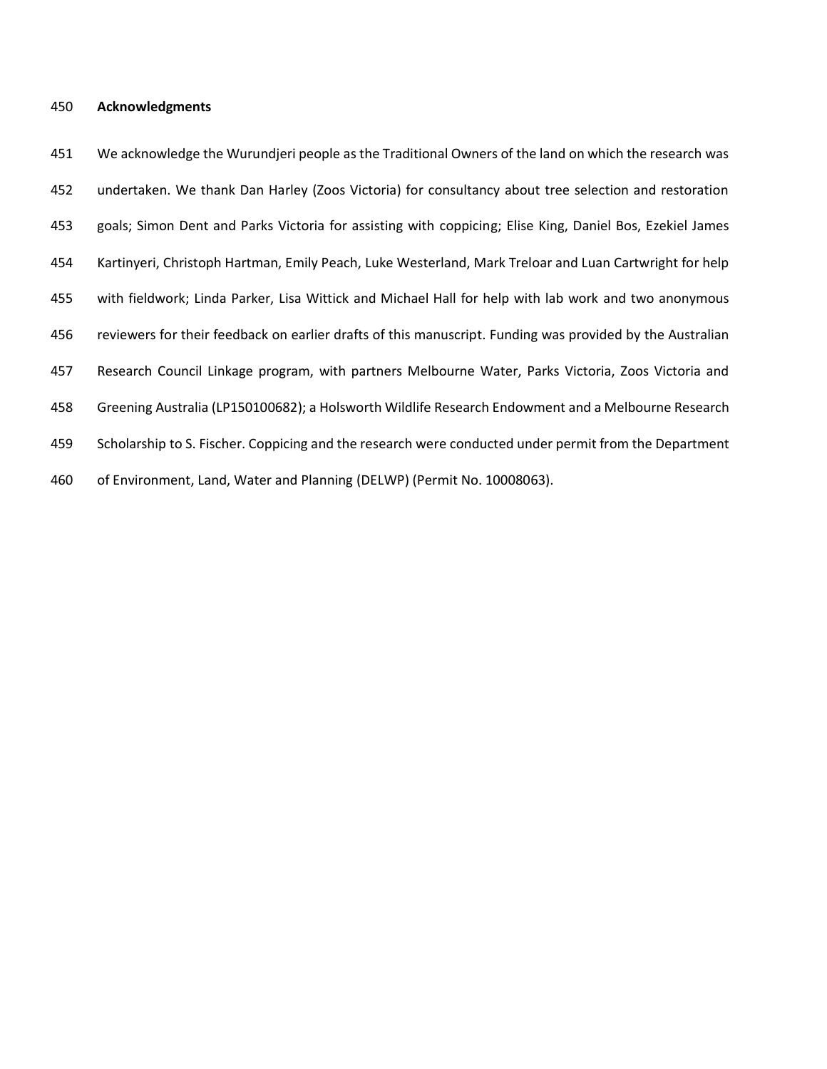## Acknowledgments

We acknowledge the Wurundjeri people as the Traditional Owners of the land on which the research was undertaken. We thank Dan Harley (Zoos Victoria) for consultancy about tree selection and restoration goals; Simon Dent and Parks Victoria for assisting with coppicing; Elise King, Daniel Bos, Ezekiel James Kartinyeri, Christoph Hartman, Emily Peach, Luke Westerland, Mark Treloar and Luan Cartwright for help with fieldwork; Linda Parker, Lisa Wittick and Michael Hall for help with lab work and two anonymous reviewers for their feedback on earlier drafts of this manuscript. Funding was provided by the Australian Research Council Linkage program, with partners Melbourne Water, Parks Victoria, Zoos Victoria and Greening Australia (LP150100682); a Holsworth Wildlife Research Endowment and a Melbourne Research Scholarship to S. Fischer. Coppicing and the research were conducted under permit from the Department of Environment, Land, Water and Planning (DELWP) (Permit No. 10008063).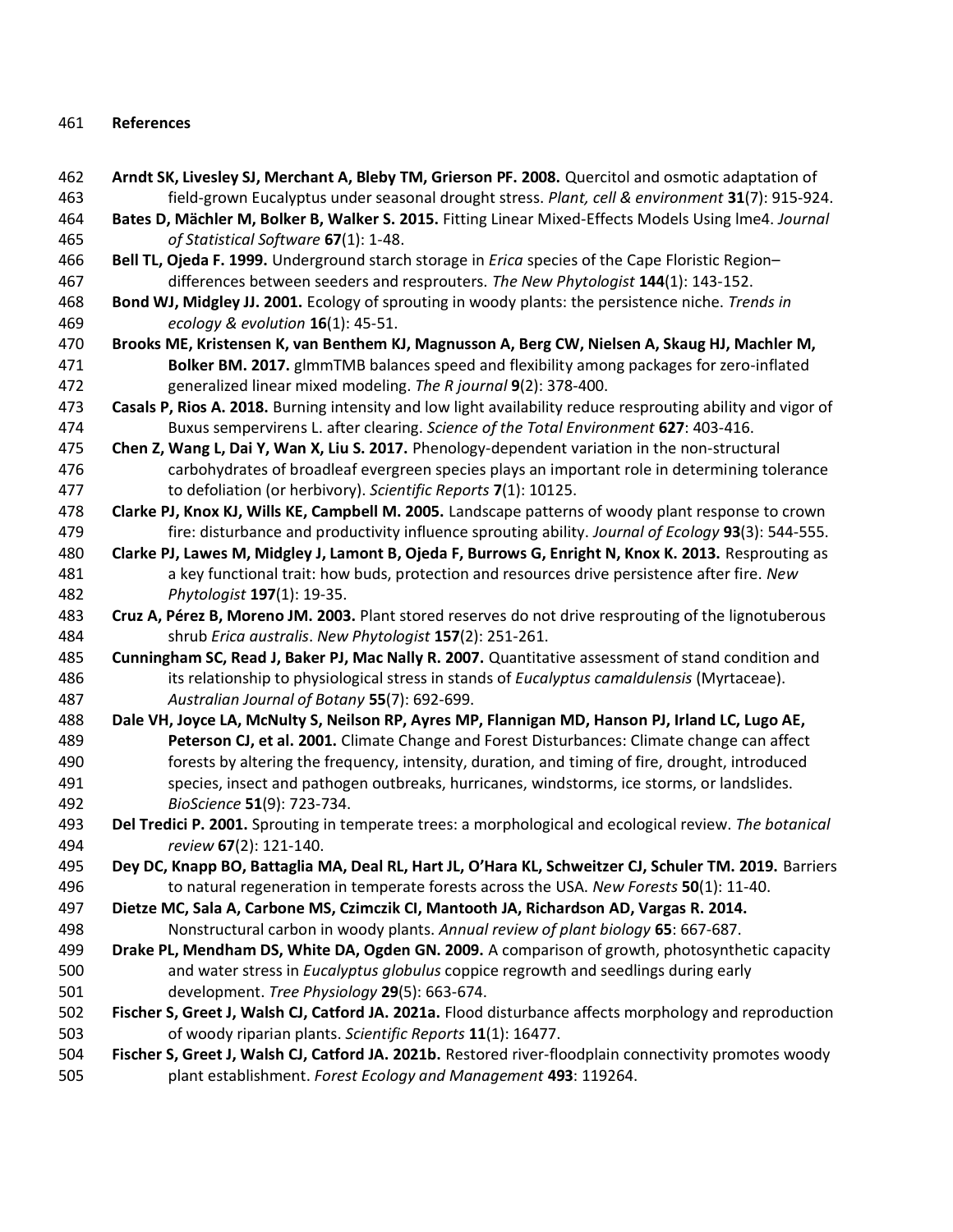# References

**Arndt SK, Livesley SJ, Merchant A, Bleby TM, Grierson PF. 2008.** Quercitol and osmotic adaptation of field-grown Eucalyptus under seasonal drought stress. *Plant, cell & environment* **31**(7): 915-924.

**Bates D, Mächler M, Bolker B, Walker S. 2015.** Fitting Linear Mixed-Effects Models Using lme4. *Journal of Statistical Software* **67**(1): 1-48.

**Bell TL, Ojeda F. 1999.** Underground starch storage in *Erica* species of the Cape Floristic Region– differences between seeders and resprouters. *The New Phytologist* **144**(1): 143-152.

**Bond WJ, Midgley JJ. 2001.** Ecology of sprouting in woody plants: the persistence niche. *Trends in ecology & evolution* **16**(1): 45-51.

**Brooks ME, Kristensen K, van Benthem KJ, Magnusson A, Berg CW, Nielsen A, Skaug HJ, Machler M, Bolker BM. 2017.** glmmTMB balances speed and flexibility among packages for zero-inflated generalized linear mixed modeling. *The R journal* **9**(2): 378-400.

**Casals P, Rios A. 2018.** Burning intensity and low light availability reduce resprouting ability and vigor of Buxus sempervirens L. after clearing. *Science of the Total Environment* **627**: 403-416.

**Chen Z, Wang L, Dai Y, Wan X, Liu S. 2017.** Phenology-dependent variation in the non-structural carbohydrates of broadleaf evergreen species plays an important role in determining tolerance to defoliation (or herbivory). *Scientific Reports* **7**(1): 10125.

**Clarke PJ, Knox KJ, Wills KE, Campbell M. 2005.** Landscape patterns of woody plant response to crown fire: disturbance and productivity influence sprouting ability. *Journal of Ecology* **93**(3): 544-555.

**Clarke PJ, Lawes M, Midgley J, Lamont B, Ojeda F, Burrows G, Enright N, Knox K. 2013.** Resprouting as a key functional trait: how buds, protection and resources drive persistence after fire. *New Phytologist* **197**(1): 19-35.

**Cruz A, Pérez B, Moreno JM. 2003.** Plant stored reserves do not drive resprouting of the lignotuberous shrub *Erica australis*. *New Phytologist* **157**(2): 251-261.

**Cunningham SC, Read J, Baker PJ, Mac Nally R. 2007.** Quantitative assessment of stand condition and its relationship to physiological stress in stands of *Eucalyptus camaldulensis* (Myrtaceae). *Australian Journal of Botany* **55**(7): 692-699.

**Dale VH, Joyce LA, McNulty S, Neilson RP, Ayres MP, Flannigan MD, Hanson PJ, Irland LC, Lugo AE, Peterson CJ, et al. 2001.** Climate Change and Forest Disturbances: Climate change can affect forests by altering the frequency, intensity, duration, and timing of fire, drought, introduced species, insect and pathogen outbreaks, hurricanes, windstorms, ice storms, or landslides. *BioScience* **51**(9): 723-734.

**Del Tredici P. 2001.** Sprouting in temperate trees: a morphological and ecological review. *The botanical review* **67**(2): 121-140.

**Dey DC, Knapp BO, Battaglia MA, Deal RL, Hart JL, O'Hara KL, Schweitzer CJ, Schuler TM. 2019.** Barriers to natural regeneration in temperate forests across the USA. *New Forests* **50**(1): 11-40.

**Dietze MC, Sala A, Carbone MS, Czimczik CI, Mantooth JA, Richardson AD, Vargas R. 2014.** Nonstructural carbon in woody plants. *Annual review of plant biology* **65**: 667-687.

**Drake PL, Mendham DS, White DA, Ogden GN. 2009.** A comparison of growth, photosynthetic capacity and water stress in *Eucalyptus globulus* coppice regrowth and seedlings during early development. *Tree Physiology* **29**(5): 663-674.

**Fischer S, Greet J, Walsh CJ, Catford JA. 2021a.** Flood disturbance affects morphology and reproduction of woody riparian plants. *Scientific Reports* **11**(1): 16477.

**Fischer S, Greet J, Walsh CJ, Catford JA. 2021b.** Restored river-floodplain connectivity promotes woody plant establishment. *Forest Ecology and Management* **493**: 119264.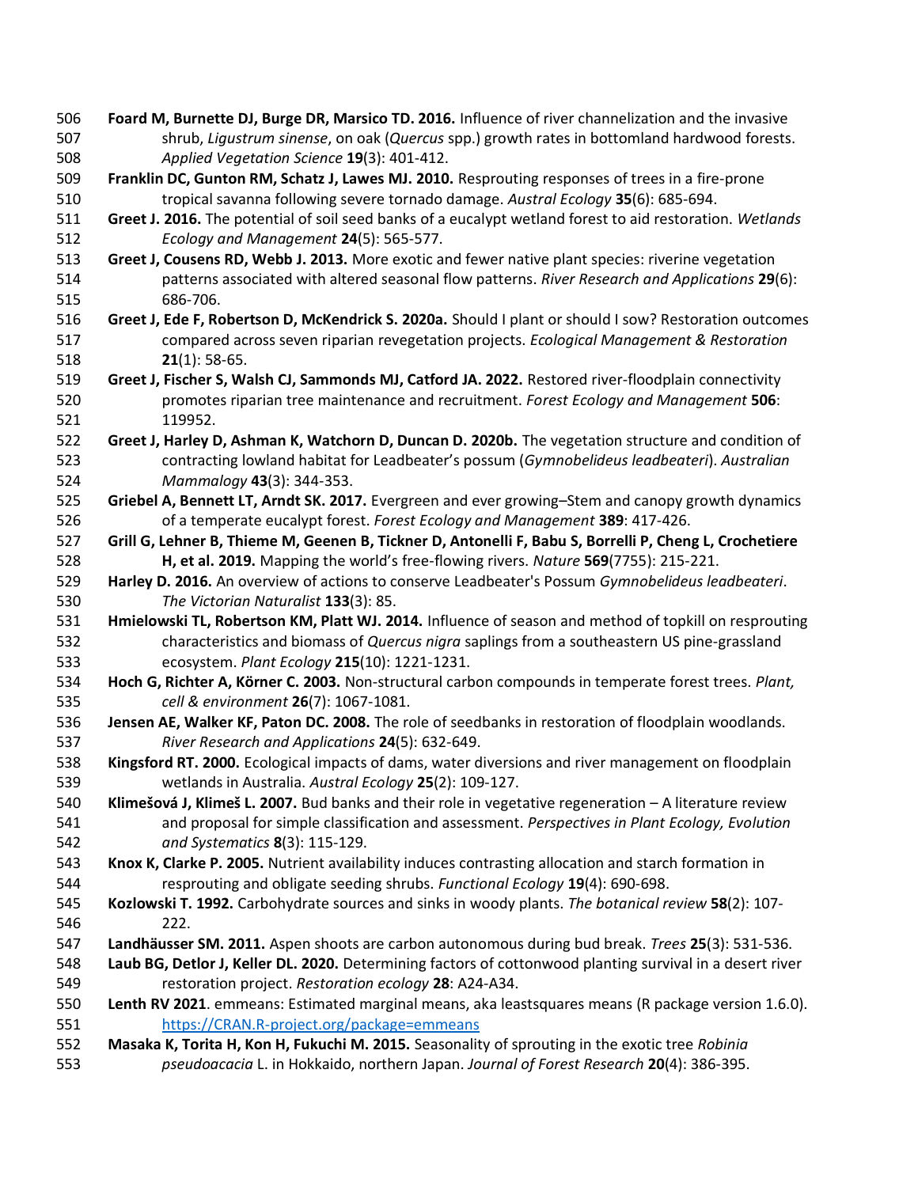**Foard M, Burnette DJ, Burge DR, Marsico TD. 2016.** Influence of river channelization and the invasive shrub, *Ligustrum sinense*, on oak (*Quercus* spp.) growth rates in bottomland hardwood forests. *Applied Vegetation Science* **19**(3): 401-412.

**Franklin DC, Gunton RM, Schatz J, Lawes MJ. 2010.** Resprouting responses of trees in a fire-prone tropical savanna following severe tornado damage. *Austral Ecology* **35**(6): 685-694.

**Greet J. 2016.** The potential of soil seed banks of a eucalypt wetland forest to aid restoration. *Wetlands Ecology and Management* **24**(5): 565-577.

**Greet J, Cousens RD, Webb J. 2013.** More exotic and fewer native plant species: riverine vegetation patterns associated with altered seasonal flow patterns. *River Research and Applications* **29**(6): 686-706.

**Greet J, Ede F, Robertson D, McKendrick S. 2020a.** Should I plant or should I sow? Restoration outcomes compared across seven riparian revegetation projects. *Ecological Management & Restoration* **21**(1): 58-65.

**Greet J, Fischer S, Walsh CJ, Sammonds MJ, Catford JA. 2022.** Restored river-floodplain connectivity promotes riparian tree maintenance and recruitment. *Forest Ecology and Management* **506**: 119952.

**Greet J, Harley D, Ashman K, Watchorn D, Duncan D. 2020b.** The vegetation structure and condition of contracting lowland habitat for Leadbeater's possum (*Gymnobelideus leadbeateri*). *Australian Mammalogy* **43**(3): 344-353.

**Griebel A, Bennett LT, Arndt SK. 2017.** Evergreen and ever growing–Stem and canopy growth dynamics of a temperate eucalypt forest. *Forest Ecology and Management* **389**: 417-426.

**Grill G, Lehner B, Thieme M, Geenen B, Tickner D, Antonelli F, Babu S, Borrelli P, Cheng L, Crochetiere H, et al. 2019.** Mapping the world's free-flowing rivers. *Nature* **569**(7755): 215-221.

**Harley D. 2016.** An overview of actions to conserve Leadbeater's Possum *Gymnobelideus leadbeateri*. *The Victorian Naturalist* **133**(3): 85.

**Hmielowski TL, Robertson KM, Platt WJ. 2014.** Influence of season and method of topkill on resprouting characteristics and biomass of *Quercus nigra* saplings from a southeastern US pine-grassland ecosystem. *Plant Ecology* **215**(10): 1221-1231.

**Hoch G, Richter A, Körner C. 2003.** Non-structural carbon compounds in temperate forest trees. *Plant, cell & environment* **26**(7): 1067-1081.

**Jensen AE, Walker KF, Paton DC. 2008.** The role of seedbanks in restoration of floodplain woodlands. *River Research and Applications* **24**(5): 632-649.

**Kingsford RT. 2000.** Ecological impacts of dams, water diversions and river management on floodplain wetlands in Australia. *Austral Ecology* **25**(2): 109-127.

**Klimešová J, Klimeš L. 2007.** Bud banks and their role in vegetative regeneration – A literature review and proposal for simple classification and assessment. *Perspectives in Plant Ecology, Evolution and Systematics* **8**(3): 115-129.

**Knox K, Clarke P. 2005.** Nutrient availability induces contrasting allocation and starch formation in resprouting and obligate seeding shrubs. *Functional Ecology* **19**(4): 690-698.

**Kozlowski T. 1992.** Carbohydrate sources and sinks in woody plants. *The botanical review* **58**(2): 107-222.

**Landhäusser SM. 2011.** Aspen shoots are carbon autonomous during bud break. *Trees* **25**(3): 531-536.

**Laub BG, Detlor J, Keller DL. 2020.** Determining factors of cottonwood planting survival in a desert river restoration project. *Restoration ecology* **28**: A24-A34.

**Lenth RV 2021**. emmeans: Estimated marginal means, aka leastsquares means (R package version 1.6.0). https://CRAN.R-project.org/package=emmeans

**Masaka K, Torita H, Kon H, Fukuchi M. 2015.** Seasonality of sprouting in the exotic tree *Robinia pseudoacacia* L. in Hokkaido, northern Japan. *Journal of Forest Research* **20**(4): 386-395.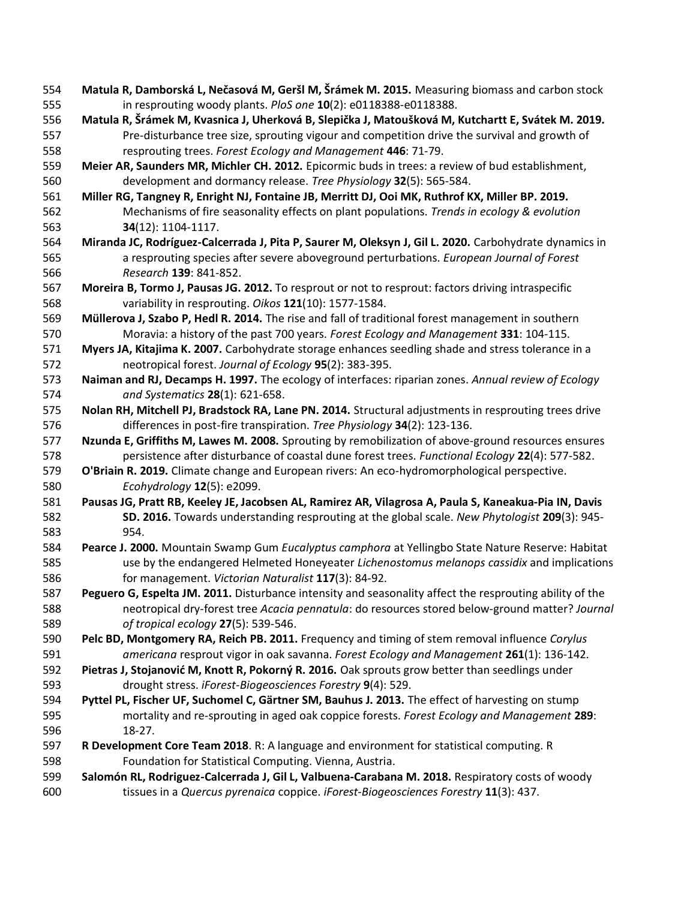**Matula R, Damborská L, Nečasová M, Geršl M, Šrámek M. 2015.** Measuring biomass and carbon stock in resprouting woody plants. *PloS one* **10**(2): e0118388-e0118388.

**Matula R, Šrámek M, Kvasnica J, Uherková B, Slepička J, Matoušková M, Kutchartt E, Svátek M. 2019.** Pre-disturbance tree size, sprouting vigour and competition drive the survival and growth of resprouting trees. *Forest Ecology and Management* **446**: 71-79.

**Meier AR, Saunders MR, Michler CH. 2012.** Epicormic buds in trees: a review of bud establishment, development and dormancy release. *Tree Physiology* **32**(5): 565-584.

**Miller RG, Tangney R, Enright NJ, Fontaine JB, Merritt DJ, Ooi MK, Ruthrof KX, Miller BP. 2019.** Mechanisms of fire seasonality effects on plant populations. *Trends in ecology & evolution* **34**(12): 1104-1117.

**Miranda JC, Rodríguez-Calcerrada J, Pita P, Saurer M, Oleksyn J, Gil L. 2020.** Carbohydrate dynamics in a resprouting species after severe aboveground perturbations. *European Journal of Forest Research* **139**: 841-852.

**Moreira B, Tormo J, Pausas JG. 2012.** To resprout or not to resprout: factors driving intraspecific variability in resprouting. *Oikos* **121**(10): 1577-1584.

**Müllerova J, Szabo P, Hedl R. 2014.** The rise and fall of traditional forest management in southern Moravia: a history of the past 700 years. *Forest Ecology and Management* **331**: 104-115.

**Myers JA, Kitajima K. 2007.** Carbohydrate storage enhances seedling shade and stress tolerance in a neotropical forest. *Journal of Ecology* **95**(2): 383-395.

**Naiman and RJ, Decamps H. 1997.** The ecology of interfaces: riparian zones. *Annual review of Ecology and Systematics* **28**(1): 621-658.

**Nolan RH, Mitchell PJ, Bradstock RA, Lane PN. 2014.** Structural adjustments in resprouting trees drive differences in post-fire transpiration. *Tree Physiology* **34**(2): 123-136.

**Nzunda E, Griffiths M, Lawes M. 2008.** Sprouting by remobilization of above-ground resources ensures persistence after disturbance of coastal dune forest trees. *Functional Ecology* **22**(4): 577-582.

**O'Briain R. 2019.** Climate change and European rivers: An eco-hydromorphological perspective. *Ecohydrology* **12**(5): e2099.

**Pausas JG, Pratt RB, Keeley JE, Jacobsen AL, Ramirez AR, Vilagrosa A, Paula S, Kaneakua-Pia IN, Davis SD. 2016.** Towards understanding resprouting at the global scale. *New Phytologist* **209**(3): 945-954.

**Pearce J. 2000.** Mountain Swamp Gum *Eucalyptus camphora* at Yellingbo State Nature Reserve: Habitat use by the endangered Helmeted Honeyeater *Lichenostomus melanops cassidix* and implications for management. *Victorian Naturalist* **117**(3): 84-92.

**Peguero G, Espelta JM. 2011.** Disturbance intensity and seasonality affect the resprouting ability of the neotropical dry-forest tree *Acacia pennatula*: do resources stored below-ground matter? *Journal of tropical ecology* **27**(5): 539-546.

**Pelc BD, Montgomery RA, Reich PB. 2011.** Frequency and timing of stem removal influence *Corylus americana* resprout vigor in oak savanna. *Forest Ecology and Management* **261**(1): 136-142.

**Pietras J, Stojanović M, Knott R, Pokorný R. 2016.** Oak sprouts grow better than seedlings under drought stress. *iForest-Biogeosciences Forestry* **9**(4): 529.

**Pyttel PL, Fischer UF, Suchomel C, Gärtner SM, Bauhus J. 2013.** The effect of harvesting on stump mortality and re-sprouting in aged oak coppice forests. *Forest Ecology and Management* **289**: 18-27.

**R Development Core Team 2018**. R: A language and environment for statistical computing. R Foundation for Statistical Computing. Vienna, Austria.

**Salomón RL, Rodriguez-Calcerrada J, Gil L, Valbuena-Carabana M. 2018.** Respiratory costs of woody tissues in a *Quercus pyrenaica* coppice. *iForest-Biogeosciences Forestry* **11**(3): 437.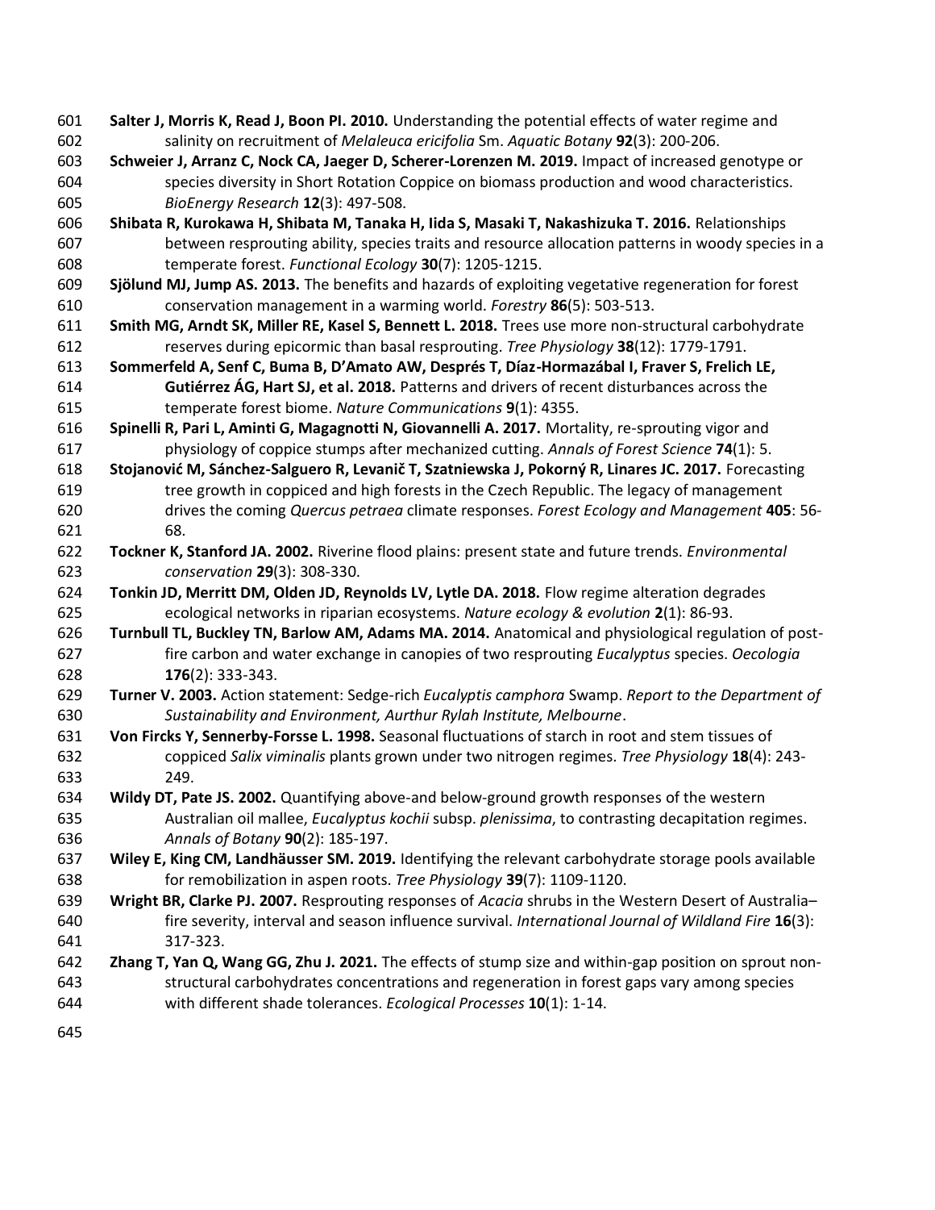**Salter J, Morris K, Read J, Boon PI. 2010.** Understanding the potential effects of water regime and salinity on recruitment of *Melaleuca ericifolia* Sm. *Aquatic Botany* **92**(3): 200-206.

**Schweier J, Arranz C, Nock CA, Jaeger D, Scherer-Lorenzen M. 2019.** Impact of increased genotype or species diversity in Short Rotation Coppice on biomass production and wood characteristics. *BioEnergy Research* **12**(3): 497-508.

**Shibata R, Kurokawa H, Shibata M, Tanaka H, Iida S, Masaki T, Nakashizuka T. 2016.** Relationships between resprouting ability, species traits and resource allocation patterns in woody species in a temperate forest. *Functional Ecology* **30**(7): 1205-1215.

**Sjölund MJ, Jump AS. 2013.** The benefits and hazards of exploiting vegetative regeneration for forest conservation management in a warming world. *Forestry* **86**(5): 503-513.

**Smith MG, Arndt SK, Miller RE, Kasel S, Bennett L. 2018.** Trees use more non-structural carbohydrate reserves during epicormic than basal resprouting. *Tree Physiology* **38**(12): 1779-1791.

**Sommerfeld A, Senf C, Buma B, D'Amato AW, Després T, Díaz-Hormazábal I, Fraver S, Frelich LE, Gutiérrez ÁG, Hart SJ, et al. 2018.** Patterns and drivers of recent disturbances across the temperate forest biome. *Nature Communications* **9**(1): 4355.

**Spinelli R, Pari L, Aminti G, Magagnotti N, Giovannelli A. 2017.** Mortality, re-sprouting vigor and physiology of coppice stumps after mechanized cutting. *Annals of Forest Science* **74**(1): 5.

**Stojanović M, Sánchez-Salguero R, Levanič T, Szatniewska J, Pokorný R, Linares JC. 2017.** Forecasting tree growth in coppiced and high forests in the Czech Republic. The legacy of management drives the coming *Quercus petraea* climate responses. *Forest Ecology and Management* **405**: 56-68.

**Tockner K, Stanford JA. 2002.** Riverine flood plains: present state and future trends. *Environmental conservation* **29**(3): 308-330.

**Tonkin JD, Merritt DM, Olden JD, Reynolds LV, Lytle DA. 2018.** Flow regime alteration degrades ecological networks in riparian ecosystems. *Nature ecology & evolution* **2**(1): 86-93.

**Turnbull TL, Buckley TN, Barlow AM, Adams MA. 2014.** Anatomical and physiological regulation of post-fire carbon and water exchange in canopies of two resprouting *Eucalyptus* species. *Oecologia* **176**(2): 333-343.

**Turner V. 2003.** Action statement: Sedge-rich *Eucalyptis camphora* Swamp. *Report to the Department of Sustainability and Environment, Aurthur Rylah Institute, Melbourne*.

**Von Fircks Y, Sennerby-Forsse L. 1998.** Seasonal fluctuations of starch in root and stem tissues of coppiced *Salix viminalis* plants grown under two nitrogen regimes. *Tree Physiology* **18**(4): 243-249.

**Wildy DT, Pate JS. 2002.** Quantifying above-and below-ground growth responses of the western Australian oil mallee, *Eucalyptus kochii* subsp. *plenissima*, to contrasting decapitation regimes. *Annals of Botany* **90**(2): 185-197.

**Wiley E, King CM, Landhäusser SM. 2019.** Identifying the relevant carbohydrate storage pools available for remobilization in aspen roots. *Tree Physiology* **39**(7): 1109-1120.

**Wright BR, Clarke PJ. 2007.** Resprouting responses of *Acacia* shrubs in the Western Desert of Australia– fire severity, interval and season influence survival. *International Journal of Wildland Fire* **16**(3): 317-323.

**Zhang T, Yan Q, Wang GG, Zhu J. 2021.** The effects of stump size and within-gap position on sprout non-structural carbohydrates concentrations and regeneration in forest gaps vary among species with different shade tolerances. *Ecological Processes* **10**(1): 1-14.